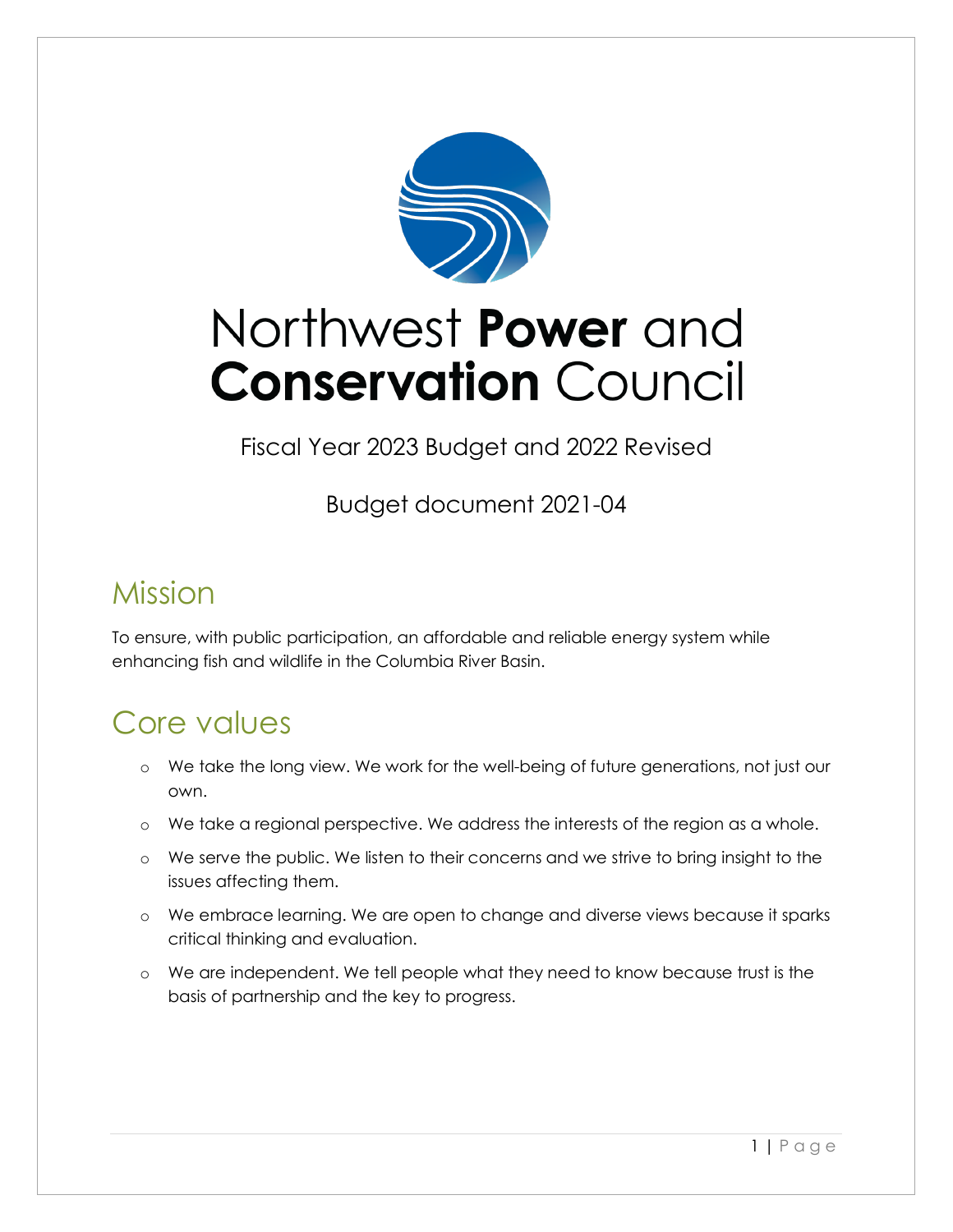# Northwest **Power** and **Conservation** Council

Fiscal Year 2023 Budget and 2022 Revised

Budget document 2021-04

## Mission

To ensure, with public participation, an affordable and reliable energy system while enhancing fish and wildlife in the Columbia River Basin.

## Core values

- We take the long view. We work for the well-being of future generations, not just our own.
- We take a regional perspective. We address the interests of the region as a whole.
- We serve the public. We listen to their concerns and we strive to bring insight to the issues affecting them.
- We embrace learning. We are open to change and diverse views because it sparks critical thinking and evaluation.
- We are independent. We tell people what they need to know because trust is the basis of partnership and the key to progress.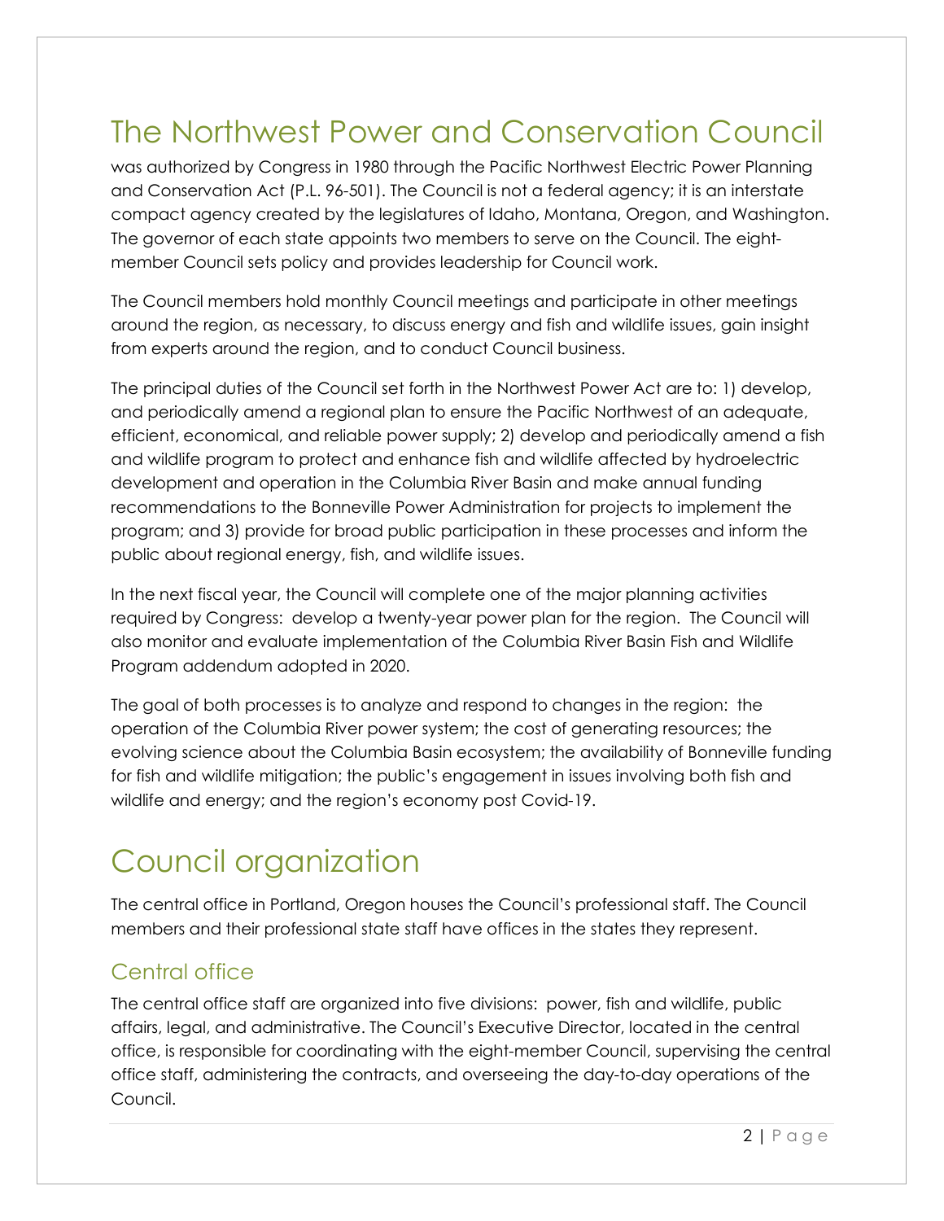# The Northwest Power and Conservation Council

was authorized by Congress in 1980 through the Pacific Northwest Electric Power Planning and Conservation Act (P.L. 96-501). The Council is not a federal agency; it is an interstate compact agency created by the legislatures of Idaho, Montana, Oregon, and Washington. The governor of each state appoints two members to serve on the Council. The eight-member Council sets policy and provides leadership for Council work.

The Council members hold monthly Council meetings and participate in other meetings around the region, as necessary, to discuss energy and fish and wildlife issues, gain insight from experts around the region, and to conduct Council business.

The principal duties of the Council set forth in the Northwest Power Act are to: 1) develop, and periodically amend a regional plan to ensure the Pacific Northwest of an adequate, efficient, economical, and reliable power supply; 2) develop and periodically amend a fish and wildlife program to protect and enhance fish and wildlife affected by hydroelectric development and operation in the Columbia River Basin and make annual funding recommendations to the Bonneville Power Administration for projects to implement the program; and 3) provide for broad public participation in these processes and inform the public about regional energy, fish, and wildlife issues.

In the next fiscal year, the Council will complete one of the major planning activities required by Congress: develop a twenty-year power plan for the region. The Council will also monitor and evaluate implementation of the Columbia River Basin Fish and Wildlife Program addendum adopted in 2020.

The goal of both processes is to analyze and respond to changes in the region: the operation of the Columbia River power system; the cost of generating resources; the evolving science about the Columbia Basin ecosystem; the availability of Bonneville funding for fish and wildlife mitigation; the public's engagement in issues involving both fish and wildlife and energy; and the region's economy post Covid-19.

# Council organization

The central office in Portland, Oregon houses the Council's professional staff. The Council members and their professional state staff have offices in the states they represent.

## Central office

The central office staff are organized into five divisions: power, fish and wildlife, public affairs, legal, and administrative. The Council's Executive Director, located in the central office, is responsible for coordinating with the eight-member Council, supervising the central office staff, administering the contracts, and overseeing the day-to-day operations of the Council.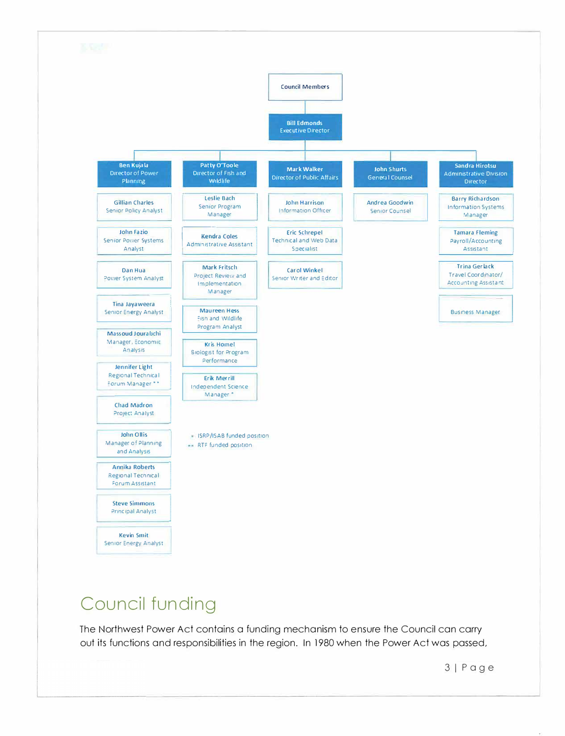- **Council Members**
  - **Bill Edmonds**, Executive Director
    - **Ben Kujala**, Director of Power Planning
      - Gillian Charles, Senior Policy Analyst
      - John Fazio, Senior Power Systems Analyst
      - Dan Hua, Power System Analyst
      - Tina Jayaweera, Senior Energy Analyst
      - Massoud Jourabchi, Manager, Economic Analysis
      - Jennifer Light, Regional Technical Forum Manager **
      - Chad Madron, Project Analyst
      - John Ollis, Manager of Planning and Analysis
      - Annika Roberts, Regional Technical Forum Assistant
      - Steve Simmons, Principal Analyst
      - Kevin Smit, Senior Energy Analyst
    - **Patty O'Toole**, Director of Fish and Wildlife
      - Leslie Bach, Senior Program Manager
      - Kendra Coles, Administrative Assistant
      - Mark Fritsch, Project Review and Implementation Manager
      - Maureen Hess, Fish and Wildlife Program Analyst
      - Kris Homel, Biologist for Program Performance
      - Erik Merrill, Independent Science Manager *
    - **Mark Walker**, Director of Public Affairs
      - John Harrison, Information Officer
      - Eric Schrepel, Technical and Web Data Specialist
      - Carol Winkel, Senior Writer and Editor
    - **John Shurts**, General Counsel
      - Andrea Goodwin, Senior Counsel
    - **Sandra Hirotsu**, Administrative Division Director
      - Barry Richardson, Information Systems Manager
      - Tamara Fleming, Payroll/Accounting Assistant
      - Trina Gerlack, Travel Coordinator/Accounting Assistant
      - Business Manager

\* ISRP/ISAB funded position
\** RTF funded position

# Council funding

The Northwest Power Act contains a funding mechanism to ensure the Council can carry out its functions and responsibilities in the region. In 1980 when the Power Act was passed,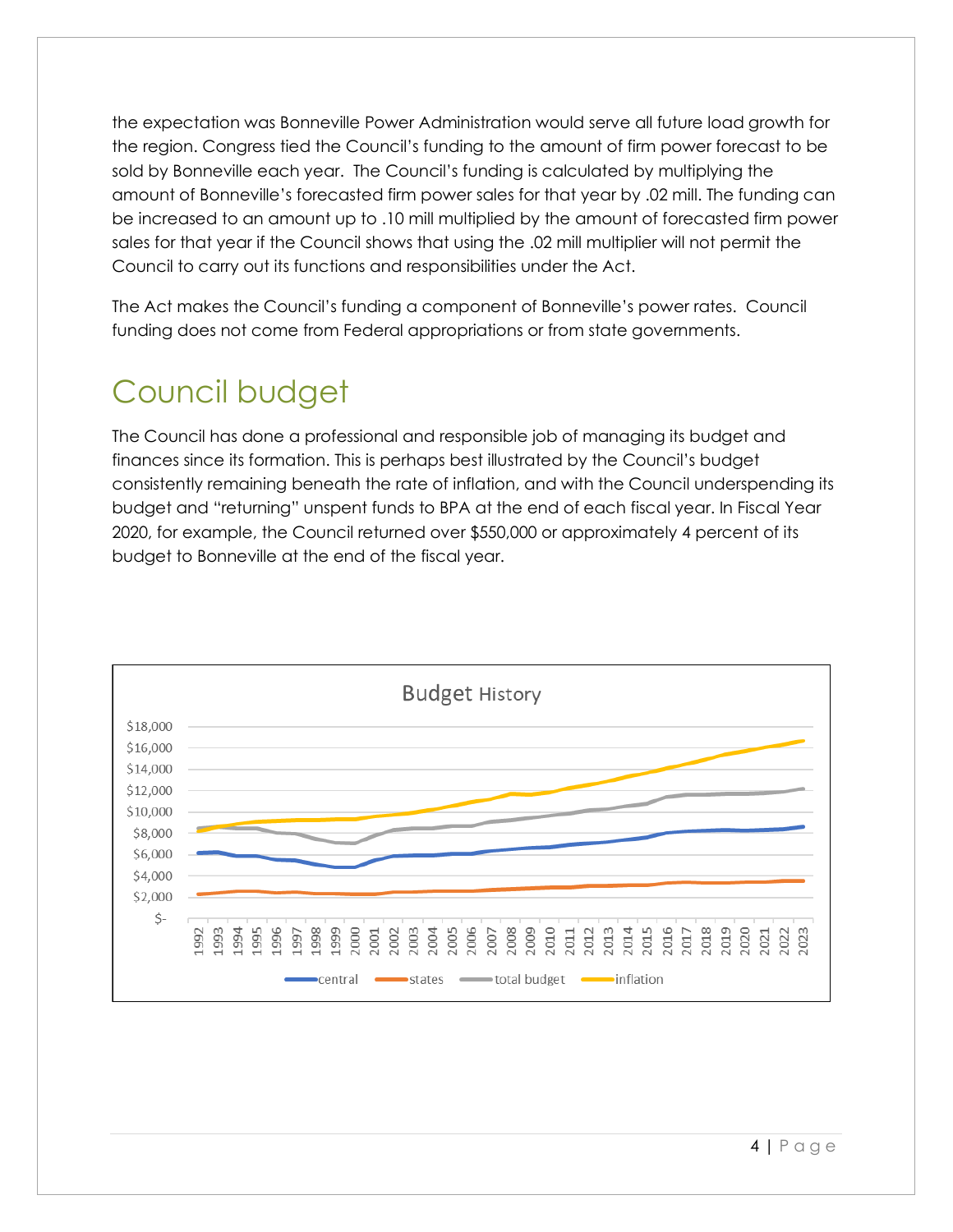the expectation was Bonneville Power Administration would serve all future load growth for the region. Congress tied the Council's funding to the amount of firm power forecast to be sold by Bonneville each year. The Council's funding is calculated by multiplying the amount of Bonneville's forecasted firm power sales for that year by .02 mill. The funding can be increased to an amount up to .10 mill multiplied by the amount of forecasted firm power sales for that year if the Council shows that using the .02 mill multiplier will not permit the Council to carry out its functions and responsibilities under the Act.

The Act makes the Council's funding a component of Bonneville's power rates. Council funding does not come from Federal appropriations or from state governments.

# Council budget

The Council has done a professional and responsible job of managing its budget and finances since its formation. This is perhaps best illustrated by the Council's budget consistently remaining beneath the rate of inflation, and with the Council underspending its budget and "returning" unspent funds to BPA at the end of each fiscal year. In Fiscal Year 2020, for example, the Council returned over $550,000 or approximately 4 percent of its budget to Bonneville at the end of the fiscal year.

**Budget History**

(Chart: Budget History, 1992–2023; y-axis $- to $18,000; series: central, states, total budget, inflation)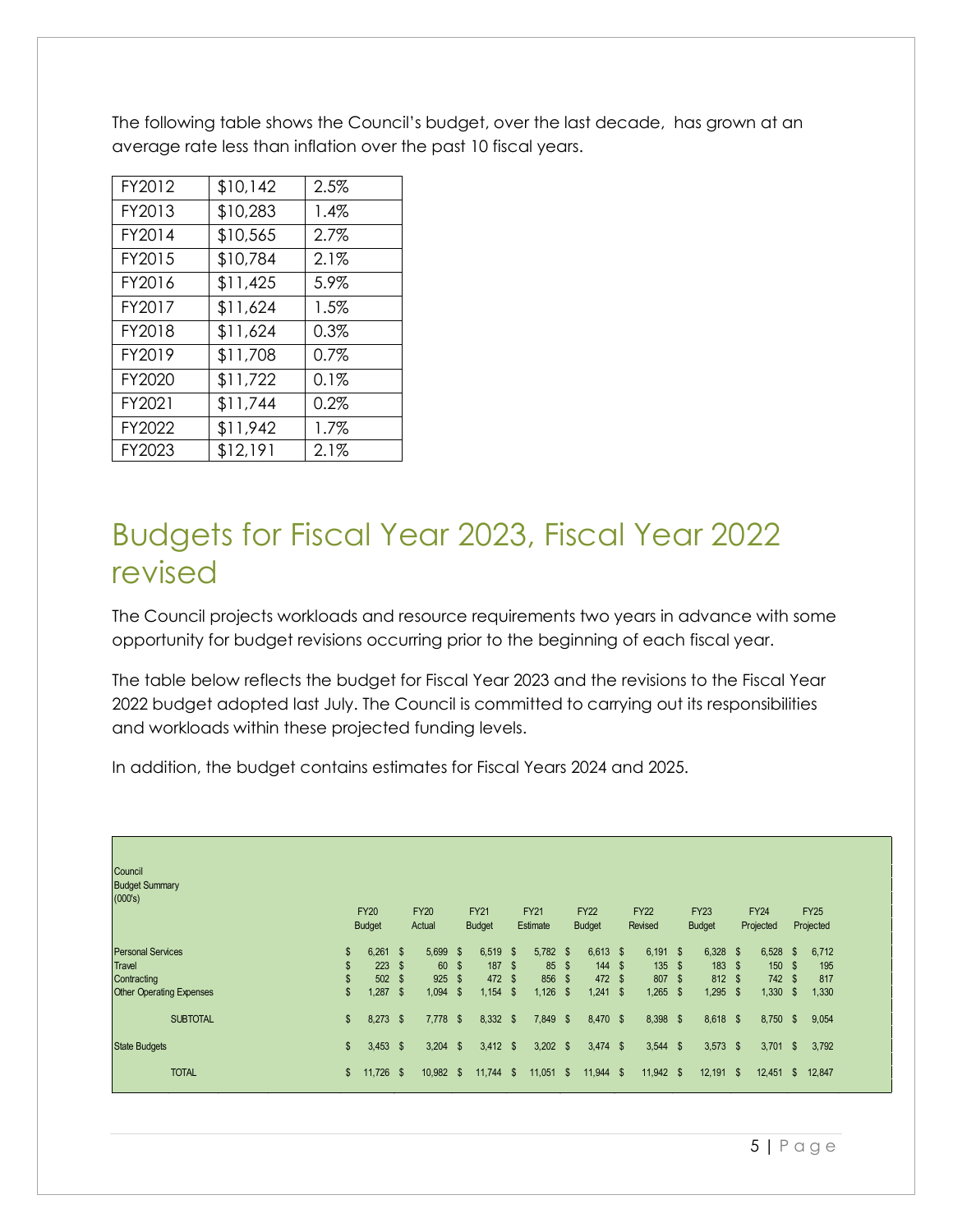The following table shows the Council's budget, over the last decade, has grown at an average rate less than inflation over the past 10 fiscal years.

| | | |
|---|---|---|
| FY2012 | $10,142 | 2.5% |
| FY2013 | $10,283 | 1.4% |
| FY2014 | $10,565 | 2.7% |
| FY2015 | $10,784 | 2.1% |
| FY2016 | $11,425 | 5.9% |
| FY2017 | $11,624 | 1.5% |
| FY2018 | $11,624 | 0.3% |
| FY2019 | $11,708 | 0.7% |
| FY2020 | $11,722 | 0.1% |
| FY2021 | $11,744 | 0.2% |
| FY2022 | $11,942 | 1.7% |
| FY2023 | $12,191 | 2.1% |

# Budgets for Fiscal Year 2023, Fiscal Year 2022 revised

The Council projects workloads and resource requirements two years in advance with some opportunity for budget revisions occurring prior to the beginning of each fiscal year.

The table below reflects the budget for Fiscal Year 2023 and the revisions to the Fiscal Year 2022 budget adopted last July. The Council is committed to carrying out its responsibilities and workloads within these projected funding levels.

In addition, the budget contains estimates for Fiscal Years 2024 and 2025.

| Council Budget Summary (000's) | FY20 Budget | FY20 Actual | FY21 Budget | FY21 Estimate | FY22 Budget | FY22 Revised | FY23 Budget | FY24 Projected | FY25 Projected |
|---|---|---|---|---|---|---|---|---|---|
| Personal Services | $ 6,261 | $ 5,699 | $ 6,519 | $ 5,782 | $ 6,613 | $ 6,191 | $ 6,328 | $ 6,528 | $ 6,712 |
| Travel | $ 223 | $ 60 | $ 187 | $ 85 | $ 144 | $ 135 | $ 183 | $ 150 | $ 195 |
| Contracting | $ 502 | $ 925 | $ 472 | $ 856 | $ 472 | $ 807 | $ 812 | $ 742 | $ 817 |
| Other Operating Expenses | $ 1,287 | $ 1,094 | $ 1,154 | $ 1,126 | $ 1,241 | $ 1,265 | $ 1,295 | $ 1,330 | $ 1,330 |
| SUBTOTAL | $ 8,273 | $ 7,778 | $ 8,332 | $ 7,849 | $ 8,470 | $ 8,398 | $ 8,618 | $ 8,750 | $ 9,054 |
| State Budgets | $ 3,453 | $ 3,204 | $ 3,412 | $ 3,202 | $ 3,474 | $ 3,544 | $ 3,573 | $ 3,701 | $ 3,792 |
| TOTAL | $ 11,726 | $ 10,982 | $ 11,744 | $ 11,051 | $ 11,944 | $ 11,942 | $ 12,191 | $ 12,451 | $ 12,847 |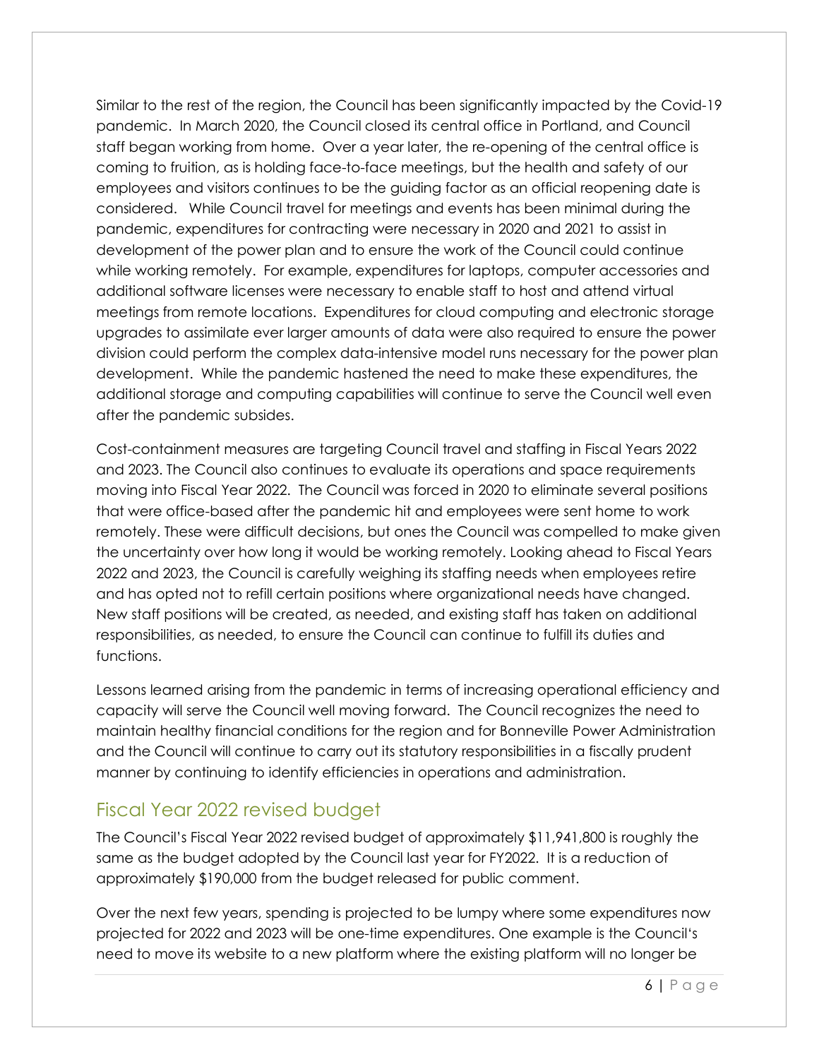Similar to the rest of the region, the Council has been significantly impacted by the Covid-19 pandemic. In March 2020, the Council closed its central office in Portland, and Council staff began working from home. Over a year later, the re-opening of the central office is coming to fruition, as is holding face-to-face meetings, but the health and safety of our employees and visitors continues to be the guiding factor as an official reopening date is considered. While Council travel for meetings and events has been minimal during the pandemic, expenditures for contracting were necessary in 2020 and 2021 to assist in development of the power plan and to ensure the work of the Council could continue while working remotely. For example, expenditures for laptops, computer accessories and additional software licenses were necessary to enable staff to host and attend virtual meetings from remote locations. Expenditures for cloud computing and electronic storage upgrades to assimilate ever larger amounts of data were also required to ensure the power division could perform the complex data-intensive model runs necessary for the power plan development. While the pandemic hastened the need to make these expenditures, the additional storage and computing capabilities will continue to serve the Council well even after the pandemic subsides.

Cost-containment measures are targeting Council travel and staffing in Fiscal Years 2022 and 2023. The Council also continues to evaluate its operations and space requirements moving into Fiscal Year 2022. The Council was forced in 2020 to eliminate several positions that were office-based after the pandemic hit and employees were sent home to work remotely. These were difficult decisions, but ones the Council was compelled to make given the uncertainty over how long it would be working remotely. Looking ahead to Fiscal Years 2022 and 2023, the Council is carefully weighing its staffing needs when employees retire and has opted not to refill certain positions where organizational needs have changed. New staff positions will be created, as needed, and existing staff has taken on additional responsibilities, as needed, to ensure the Council can continue to fulfill its duties and functions.

Lessons learned arising from the pandemic in terms of increasing operational efficiency and capacity will serve the Council well moving forward. The Council recognizes the need to maintain healthy financial conditions for the region and for Bonneville Power Administration and the Council will continue to carry out its statutory responsibilities in a fiscally prudent manner by continuing to identify efficiencies in operations and administration.

## Fiscal Year 2022 revised budget

The Council's Fiscal Year 2022 revised budget of approximately $11,941,800 is roughly the same as the budget adopted by the Council last year for FY2022. It is a reduction of approximately $190,000 from the budget released for public comment.

Over the next few years, spending is projected to be lumpy where some expenditures now projected for 2022 and 2023 will be one-time expenditures. One example is the Council's need to move its website to a new platform where the existing platform will no longer be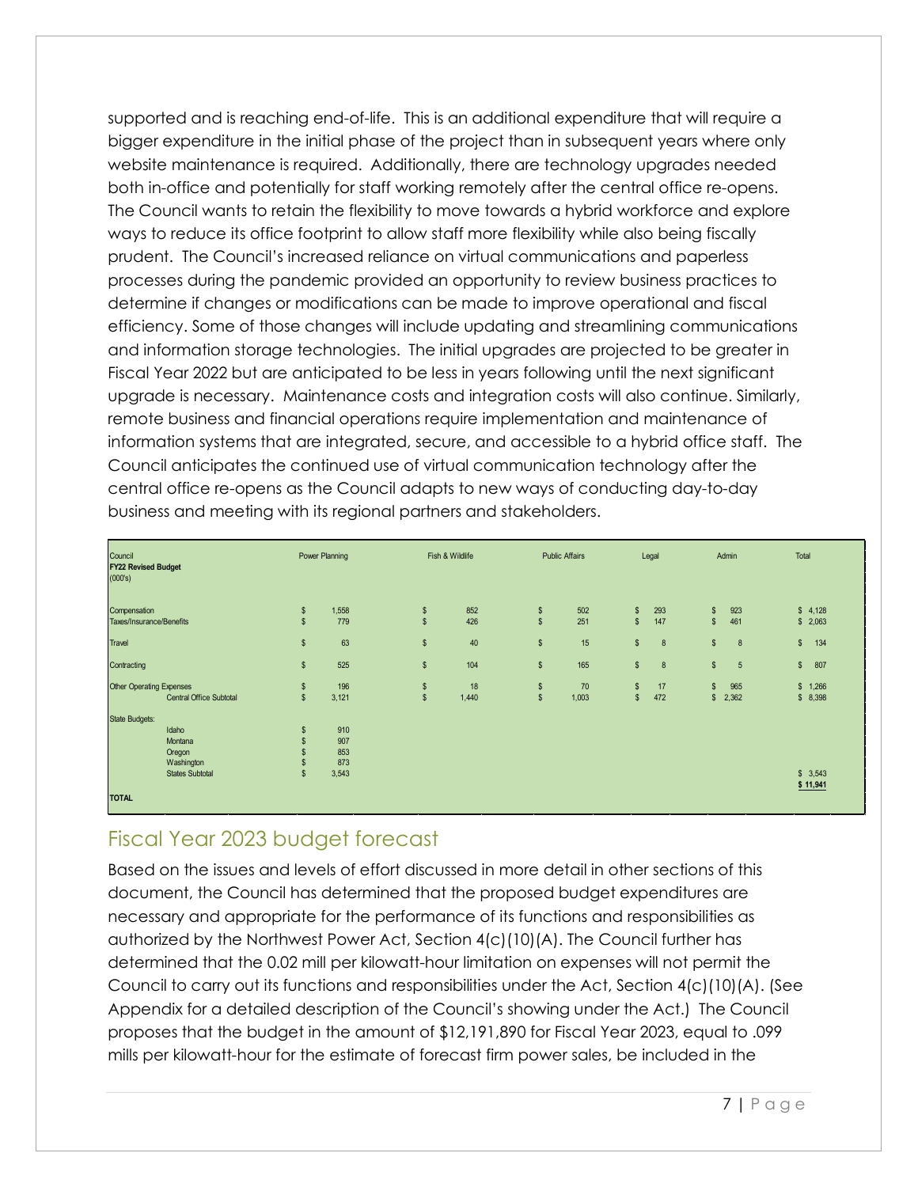supported and is reaching end-of-life. This is an additional expenditure that will require a bigger expenditure in the initial phase of the project than in subsequent years where only website maintenance is required. Additionally, there are technology upgrades needed both in-office and potentially for staff working remotely after the central office re-opens. The Council wants to retain the flexibility to move towards a hybrid workforce and explore ways to reduce its office footprint to allow staff more flexibility while also being fiscally prudent. The Council's increased reliance on virtual communications and paperless processes during the pandemic provided an opportunity to review business practices to determine if changes or modifications can be made to improve operational and fiscal efficiency. Some of those changes will include updating and streamlining communications and information storage technologies. The initial upgrades are projected to be greater in Fiscal Year 2022 but are anticipated to be less in years following until the next significant upgrade is necessary. Maintenance costs and integration costs will also continue. Similarly, remote business and financial operations require implementation and maintenance of information systems that are integrated, secure, and accessible to a hybrid office staff. The Council anticipates the continued use of virtual communication technology after the central office re-opens as the Council adapts to new ways of conducting day-to-day business and meeting with its regional partners and stakeholders.

| Council **FY22 Revised Budget** (000's) | Power Planning | Fish & Wildlife | Public Affairs | Legal | Admin | Total |
|---|---|---|---|---|---|---|
| Compensation | $ 1,558 | $ 852 | $ 502 | $ 293 | $ 923 | $ 4,128 |
| Taxes/Insurance/Benefits | $ 779 | $ 426 | $ 251 | $ 147 | $ 461 | $ 2,063 |
| Travel | $ 63 | $ 40 | $ 15 | $ 8 | $ 8 | $ 134 |
| Contracting | $ 525 | $ 104 | $ 165 | $ 8 | $ 5 | $ 807 |
| Other Operating Expenses | $ 196 | $ 18 | $ 70 | $ 17 | $ 965 | $ 1,266 |
| Central Office Subtotal | $ 3,121 | $ 1,440 | $ 1,003 | $ 472 | $ 2,362 | $ 8,398 |
| State Budgets: | | | | | | |
| Idaho | $ 910 | | | | | |
| Montana | $ 907 | | | | | |
| Oregon | $ 853 | | | | | |
| Washington | $ 873 | | | | | |
| States Subtotal | $ 3,543 | | | | | $ 3,543 |
| **TOTAL** | | | | | | **$ 11,941** |

## Fiscal Year 2023 budget forecast

Based on the issues and levels of effort discussed in more detail in other sections of this document, the Council has determined that the proposed budget expenditures are necessary and appropriate for the performance of its functions and responsibilities as authorized by the Northwest Power Act, Section 4(c)(10)(A). The Council further has determined that the 0.02 mill per kilowatt-hour limitation on expenses will not permit the Council to carry out its functions and responsibilities under the Act, Section 4(c)(10)(A). (See Appendix for a detailed description of the Council's showing under the Act.) The Council proposes that the budget in the amount of $12,191,890 for Fiscal Year 2023, equal to .099 mills per kilowatt-hour for the estimate of forecast firm power sales, be included in the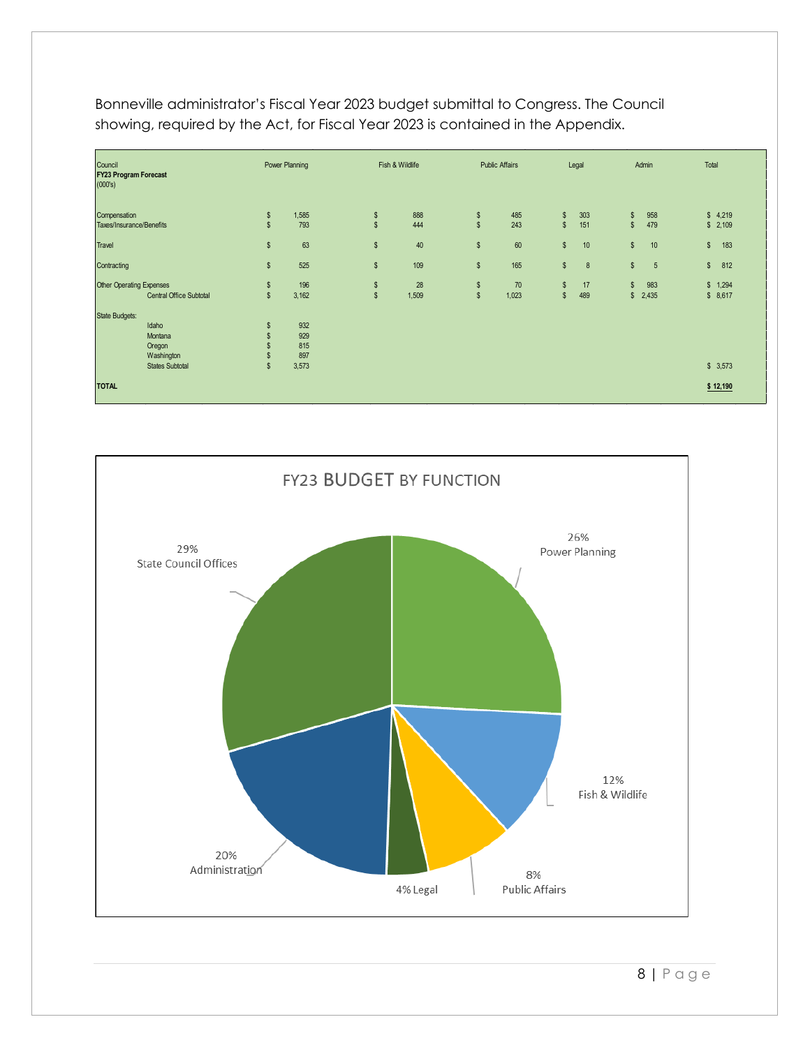Bonneville administrator's Fiscal Year 2023 budget submittal to Congress. The Council showing, required by the Act, for Fiscal Year 2023 is contained in the Appendix.

| Council **FY23 Program Forecast** (000's) | Power Planning | Fish & Wildlife | Public Affairs | Legal | Admin | Total |
|---|---|---|---|---|---|---|
| Compensation | $ 1,585 | $ 888 | $ 485 | $ 303 | $ 958 | $ 4,219 |
| Taxes/Insurance/Benefits | $ 793 | $ 444 | $ 243 | $ 151 | $ 479 | $ 2,109 |
| Travel | $ 63 | $ 40 | $ 60 | $ 10 | $ 10 | $ 183 |
| Contracting | $ 525 | $ 109 | $ 165 | $ 8 | $ 5 | $ 812 |
| Other Operating Expenses | $ 196 | $ 28 | $ 70 | $ 17 | $ 983 | $ 1,294 |
| Central Office Subtotal | $ 3,162 | $ 1,509 | $ 1,023 | $ 489 | $ 2,435 | $ 8,617 |
| State Budgets: | | | | | | |
| Idaho | $ 932 | | | | | |
| Montana | $ 929 | | | | | |
| Oregon | $ 815 | | | | | |
| Washington | $ 897 | | | | | |
| States Subtotal | $ 3,573 | | | | | $ 3,573 |
| **TOTAL** | | | | | | **$ 12,190** |

**FY23 BUDGET BY FUNCTION**

- 26% Power Planning
- 12% Fish & Wildlife
- 8% Public Affairs
- 4% Legal
- 20% Administration
- 29% State Council Offices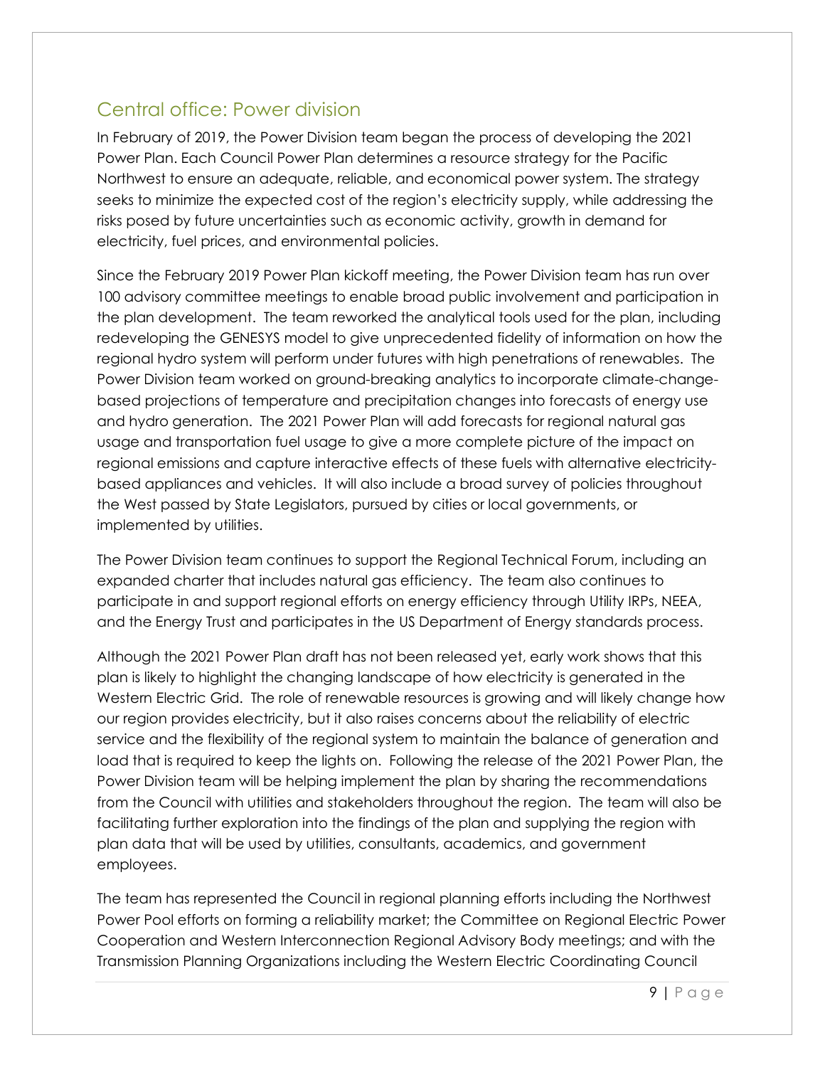## Central office: Power division

In February of 2019, the Power Division team began the process of developing the 2021 Power Plan. Each Council Power Plan determines a resource strategy for the Pacific Northwest to ensure an adequate, reliable, and economical power system. The strategy seeks to minimize the expected cost of the region's electricity supply, while addressing the risks posed by future uncertainties such as economic activity, growth in demand for electricity, fuel prices, and environmental policies.

Since the February 2019 Power Plan kickoff meeting, the Power Division team has run over 100 advisory committee meetings to enable broad public involvement and participation in the plan development. The team reworked the analytical tools used for the plan, including redeveloping the GENESYS model to give unprecedented fidelity of information on how the regional hydro system will perform under futures with high penetrations of renewables. The Power Division team worked on ground-breaking analytics to incorporate climate-change-based projections of temperature and precipitation changes into forecasts of energy use and hydro generation. The 2021 Power Plan will add forecasts for regional natural gas usage and transportation fuel usage to give a more complete picture of the impact on regional emissions and capture interactive effects of these fuels with alternative electricity-based appliances and vehicles. It will also include a broad survey of policies throughout the West passed by State Legislators, pursued by cities or local governments, or implemented by utilities.

The Power Division team continues to support the Regional Technical Forum, including an expanded charter that includes natural gas efficiency. The team also continues to participate in and support regional efforts on energy efficiency through Utility IRPs, NEEA, and the Energy Trust and participates in the US Department of Energy standards process.

Although the 2021 Power Plan draft has not been released yet, early work shows that this plan is likely to highlight the changing landscape of how electricity is generated in the Western Electric Grid. The role of renewable resources is growing and will likely change how our region provides electricity, but it also raises concerns about the reliability of electric service and the flexibility of the regional system to maintain the balance of generation and load that is required to keep the lights on. Following the release of the 2021 Power Plan, the Power Division team will be helping implement the plan by sharing the recommendations from the Council with utilities and stakeholders throughout the region. The team will also be facilitating further exploration into the findings of the plan and supplying the region with plan data that will be used by utilities, consultants, academics, and government employees.

The team has represented the Council in regional planning efforts including the Northwest Power Pool efforts on forming a reliability market; the Committee on Regional Electric Power Cooperation and Western Interconnection Regional Advisory Body meetings; and with the Transmission Planning Organizations including the Western Electric Coordinating Council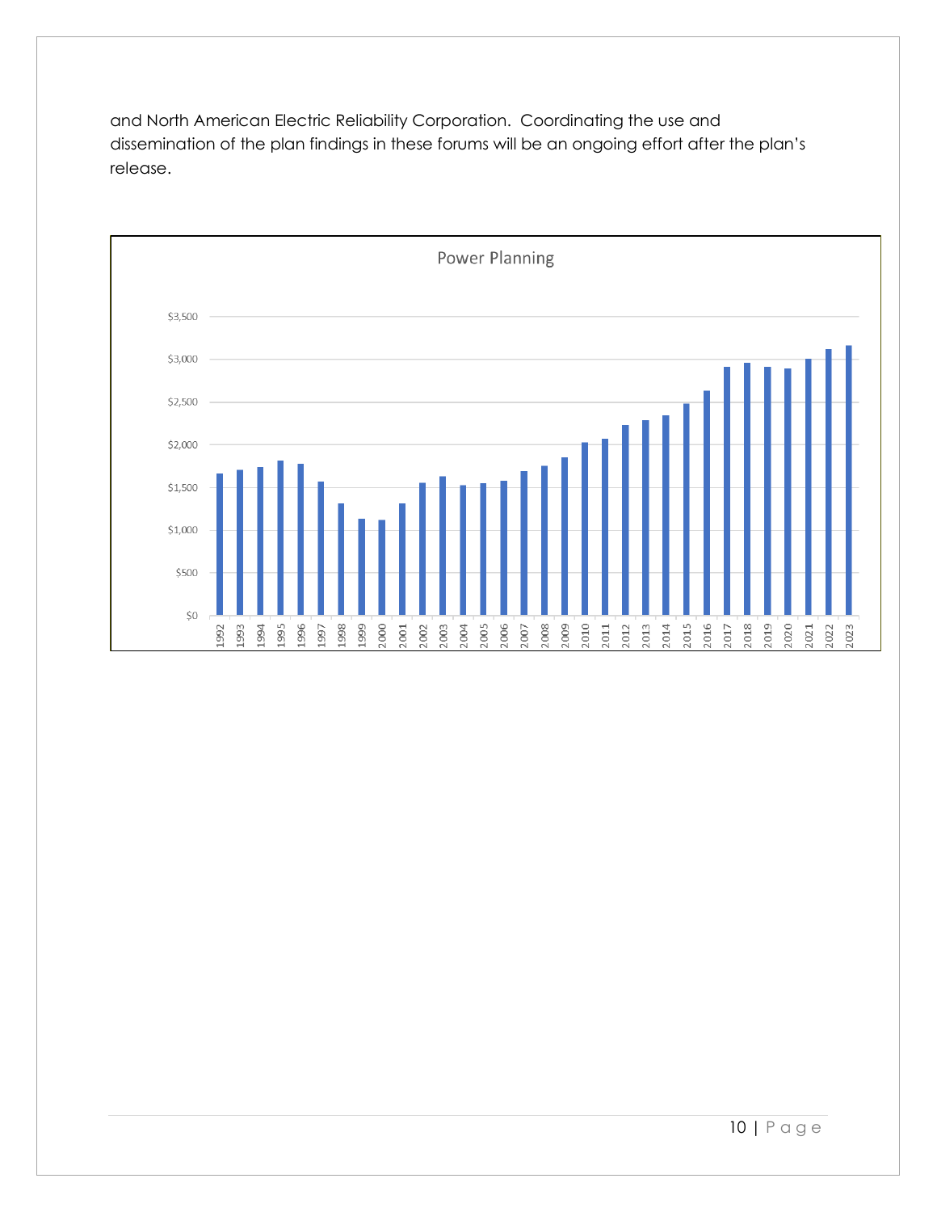and North American Electric Reliability Corporation. Coordinating the use and dissemination of the plan findings in these forums will be an ongoing effort after the plan's release.

Power Planning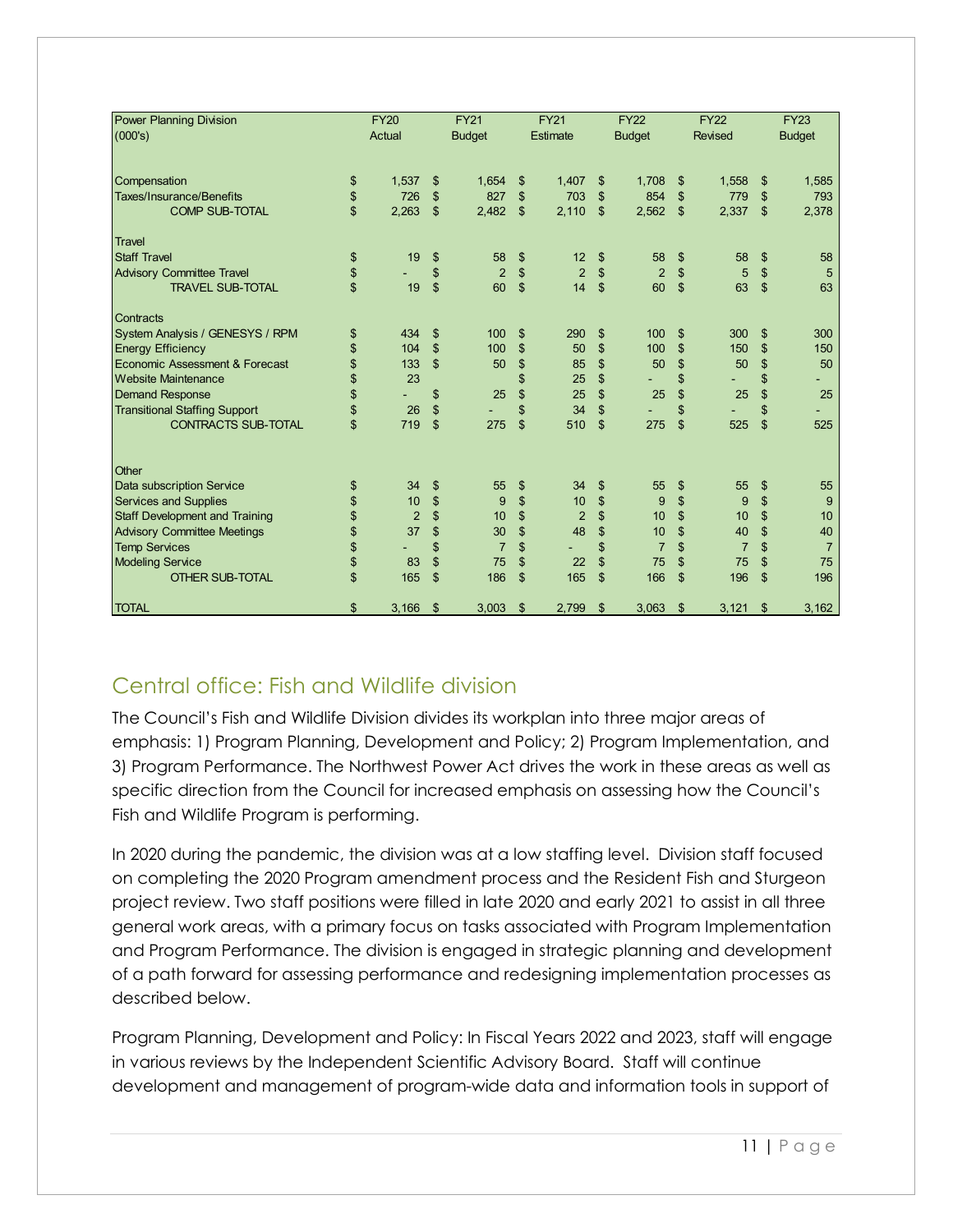| Power Planning Division (000's) | FY20 Actual | FY21 Budget | FY21 Estimate | FY22 Budget | FY22 Revised | FY23 Budget |
|---|---|---|---|---|---|---|
| Compensation | $ 1,537 | $ 1,654 | $ 1,407 | $ 1,708 | $ 1,558 | $ 1,585 |
| Taxes/Insurance/Benefits | $ 726 | $ 827 | $ 703 | $ 854 | $ 779 | $ 793 |
| COMP SUB-TOTAL | $ 2,263 | $ 2,482 | $ 2,110 | $ 2,562 | $ 2,337 | $ 2,378 |
| Travel | | | | | | |
| Staff Travel | $ 19 | $ 58 | $ 12 | $ 58 | $ 58 | $ 58 |
| Advisory Committee Travel | $ - | $ 2 | $ 2 | $ 2 | $ 5 | $ 5 |
| TRAVEL SUB-TOTAL | $ 19 | $ 60 | $ 14 | $ 60 | $ 63 | $ 63 |
| Contracts | | | | | | |
| System Analysis / GENESYS / RPM | $ 434 | $ 100 | $ 290 | $ 100 | $ 300 | $ 300 |
| Energy Efficiency | $ 104 | $ 100 | $ 50 | $ 100 | $ 150 | $ 150 |
| Economic Assessment & Forecast | $ 133 | $ 50 | $ 85 | $ 50 | $ 50 | $ 50 |
| Website Maintenance | $ 23 | | $ 25 | $ - | $ - | $ - |
| Demand Response | $ - | $ 25 | $ 25 | $ 25 | $ 25 | $ 25 |
| Transitional Staffing Support | $ 26 | $ - | $ 34 | $ - | $ - | $ - |
| CONTRACTS SUB-TOTAL | $ 719 | $ 275 | $ 510 | $ 275 | $ 525 | $ 525 |
| Other | | | | | | |
| Data subscription Service | $ 34 | $ 55 | $ 34 | $ 55 | $ 55 | $ 55 |
| Services and Supplies | $ 10 | $ 9 | $ 10 | $ 9 | $ 9 | $ 9 |
| Staff Development and Training | $ 2 | $ 10 | $ 2 | $ 10 | $ 10 | $ 10 |
| Advisory Committee Meetings | $ 37 | $ 30 | $ 48 | $ 10 | $ 40 | $ 40 |
| Temp Services | $ - | $ 7 | $ - | $ 7 | $ 7 | $ 7 |
| Modeling Service | $ 83 | $ 75 | $ 22 | $ 75 | $ 75 | $ 75 |
| OTHER SUB-TOTAL | $ 165 | $ 186 | $ 165 | $ 166 | $ 196 | $ 196 |
| TOTAL | $ 3,166 | $ 3,003 | $ 2,799 | $ 3,063 | $ 3,121 | $ 3,162 |

## Central office: Fish and Wildlife division

The Council's Fish and Wildlife Division divides its workplan into three major areas of emphasis: 1) Program Planning, Development and Policy; 2) Program Implementation, and 3) Program Performance. The Northwest Power Act drives the work in these areas as well as specific direction from the Council for increased emphasis on assessing how the Council's Fish and Wildlife Program is performing.

In 2020 during the pandemic, the division was at a low staffing level. Division staff focused on completing the 2020 Program amendment process and the Resident Fish and Sturgeon project review. Two staff positions were filled in late 2020 and early 2021 to assist in all three general work areas, with a primary focus on tasks associated with Program Implementation and Program Performance. The division is engaged in strategic planning and development of a path forward for assessing performance and redesigning implementation processes as described below.

Program Planning, Development and Policy: In Fiscal Years 2022 and 2023, staff will engage in various reviews by the Independent Scientific Advisory Board. Staff will continue development and management of program-wide data and information tools in support of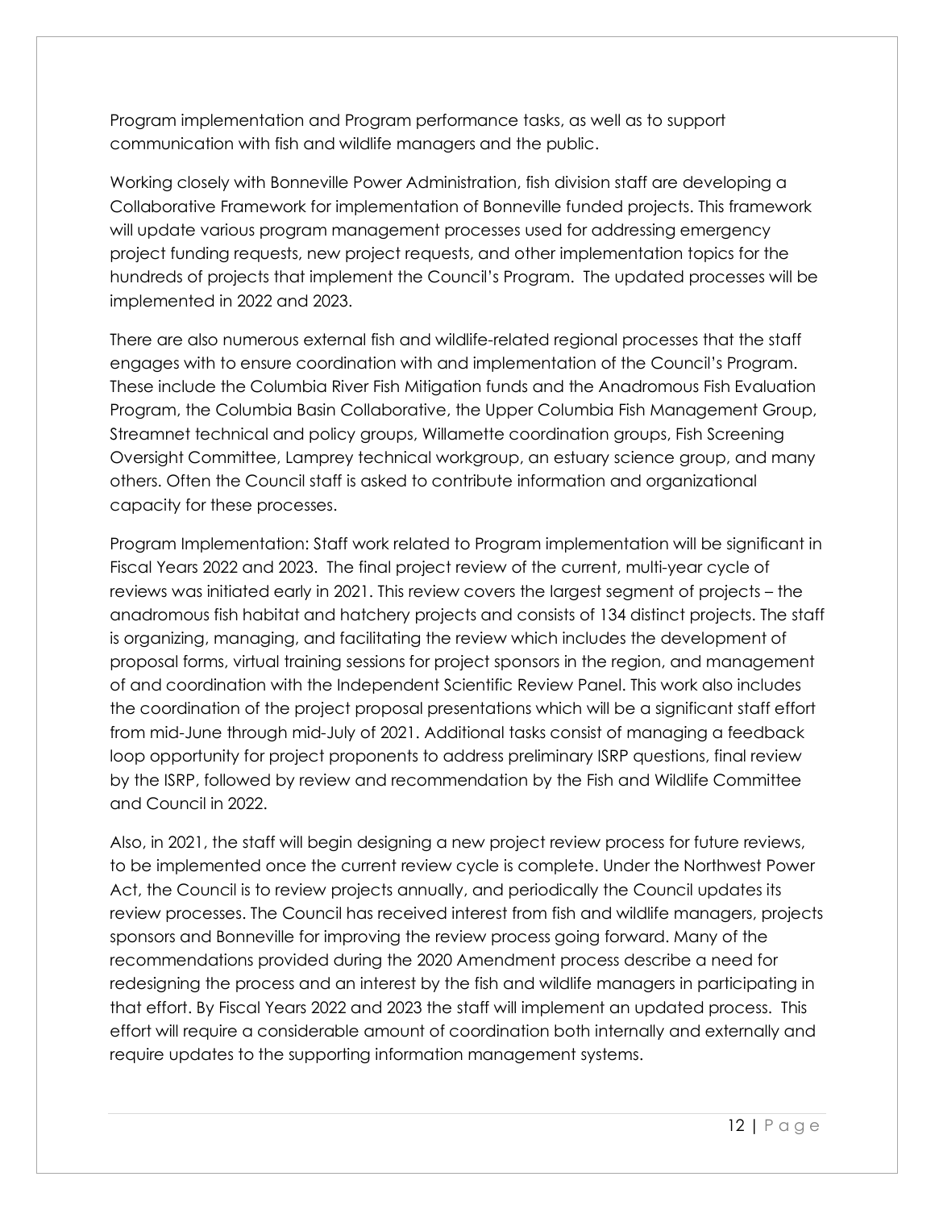Program implementation and Program performance tasks, as well as to support communication with fish and wildlife managers and the public.

Working closely with Bonneville Power Administration, fish division staff are developing a Collaborative Framework for implementation of Bonneville funded projects. This framework will update various program management processes used for addressing emergency project funding requests, new project requests, and other implementation topics for the hundreds of projects that implement the Council's Program. The updated processes will be implemented in 2022 and 2023.

There are also numerous external fish and wildlife-related regional processes that the staff engages with to ensure coordination with and implementation of the Council's Program. These include the Columbia River Fish Mitigation funds and the Anadromous Fish Evaluation Program, the Columbia Basin Collaborative, the Upper Columbia Fish Management Group, Streamnet technical and policy groups, Willamette coordination groups, Fish Screening Oversight Committee, Lamprey technical workgroup, an estuary science group, and many others. Often the Council staff is asked to contribute information and organizational capacity for these processes.

Program Implementation: Staff work related to Program implementation will be significant in Fiscal Years 2022 and 2023. The final project review of the current, multi-year cycle of reviews was initiated early in 2021. This review covers the largest segment of projects – the anadromous fish habitat and hatchery projects and consists of 134 distinct projects. The staff is organizing, managing, and facilitating the review which includes the development of proposal forms, virtual training sessions for project sponsors in the region, and management of and coordination with the Independent Scientific Review Panel. This work also includes the coordination of the project proposal presentations which will be a significant staff effort from mid-June through mid-July of 2021. Additional tasks consist of managing a feedback loop opportunity for project proponents to address preliminary ISRP questions, final review by the ISRP, followed by review and recommendation by the Fish and Wildlife Committee and Council in 2022.

Also, in 2021, the staff will begin designing a new project review process for future reviews, to be implemented once the current review cycle is complete. Under the Northwest Power Act, the Council is to review projects annually, and periodically the Council updates its review processes. The Council has received interest from fish and wildlife managers, projects sponsors and Bonneville for improving the review process going forward. Many of the recommendations provided during the 2020 Amendment process describe a need for redesigning the process and an interest by the fish and wildlife managers in participating in that effort. By Fiscal Years 2022 and 2023 the staff will implement an updated process. This effort will require a considerable amount of coordination both internally and externally and require updates to the supporting information management systems.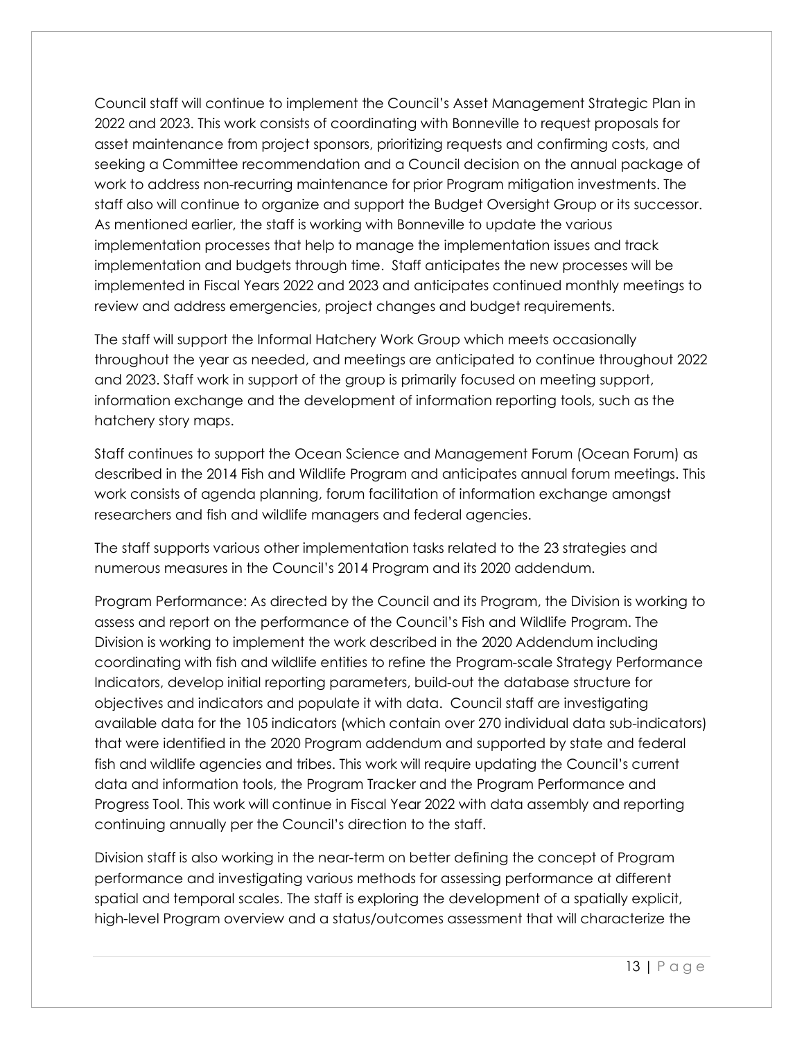Council staff will continue to implement the Council's Asset Management Strategic Plan in 2022 and 2023. This work consists of coordinating with Bonneville to request proposals for asset maintenance from project sponsors, prioritizing requests and confirming costs, and seeking a Committee recommendation and a Council decision on the annual package of work to address non-recurring maintenance for prior Program mitigation investments. The staff also will continue to organize and support the Budget Oversight Group or its successor. As mentioned earlier, the staff is working with Bonneville to update the various implementation processes that help to manage the implementation issues and track implementation and budgets through time. Staff anticipates the new processes will be implemented in Fiscal Years 2022 and 2023 and anticipates continued monthly meetings to review and address emergencies, project changes and budget requirements.

The staff will support the Informal Hatchery Work Group which meets occasionally throughout the year as needed, and meetings are anticipated to continue throughout 2022 and 2023. Staff work in support of the group is primarily focused on meeting support, information exchange and the development of information reporting tools, such as the hatchery story maps.

Staff continues to support the Ocean Science and Management Forum (Ocean Forum) as described in the 2014 Fish and Wildlife Program and anticipates annual forum meetings. This work consists of agenda planning, forum facilitation of information exchange amongst researchers and fish and wildlife managers and federal agencies.

The staff supports various other implementation tasks related to the 23 strategies and numerous measures in the Council's 2014 Program and its 2020 addendum.

Program Performance: As directed by the Council and its Program, the Division is working to assess and report on the performance of the Council's Fish and Wildlife Program. The Division is working to implement the work described in the 2020 Addendum including coordinating with fish and wildlife entities to refine the Program-scale Strategy Performance Indicators, develop initial reporting parameters, build-out the database structure for objectives and indicators and populate it with data. Council staff are investigating available data for the 105 indicators (which contain over 270 individual data sub-indicators) that were identified in the 2020 Program addendum and supported by state and federal fish and wildlife agencies and tribes. This work will require updating the Council's current data and information tools, the Program Tracker and the Program Performance and Progress Tool. This work will continue in Fiscal Year 2022 with data assembly and reporting continuing annually per the Council's direction to the staff.

Division staff is also working in the near-term on better defining the concept of Program performance and investigating various methods for assessing performance at different spatial and temporal scales. The staff is exploring the development of a spatially explicit, high-level Program overview and a status/outcomes assessment that will characterize the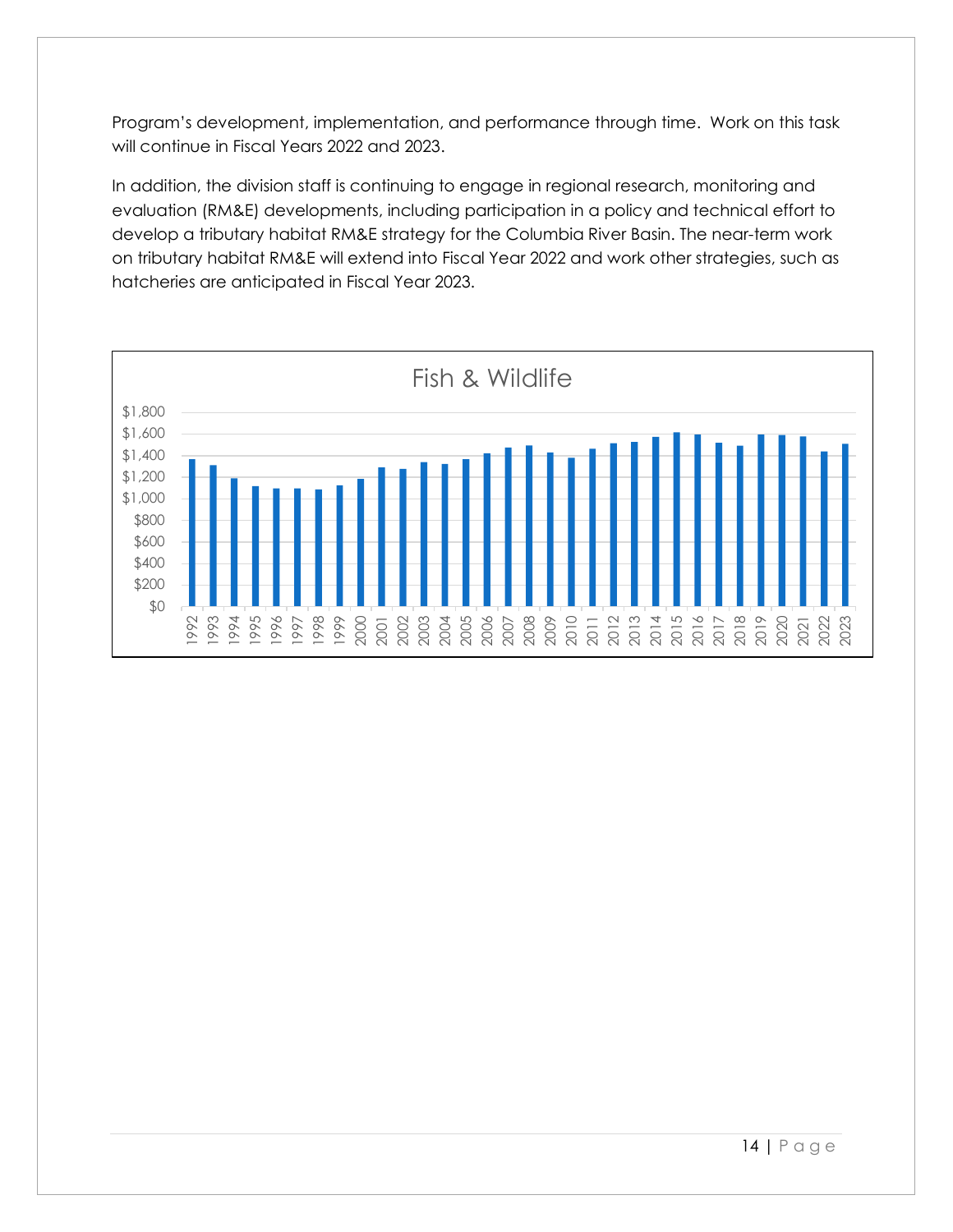Program's development, implementation, and performance through time. Work on this task will continue in Fiscal Years 2022 and 2023.

In addition, the division staff is continuing to engage in regional research, monitoring and evaluation (RM&E) developments, including participation in a policy and technical effort to develop a tributary habitat RM&E strategy for the Columbia River Basin. The near-term work on tributary habitat RM&E will extend into Fiscal Year 2022 and work other strategies, such as hatcheries are anticipated in Fiscal Year 2023.

Fish & Wildlife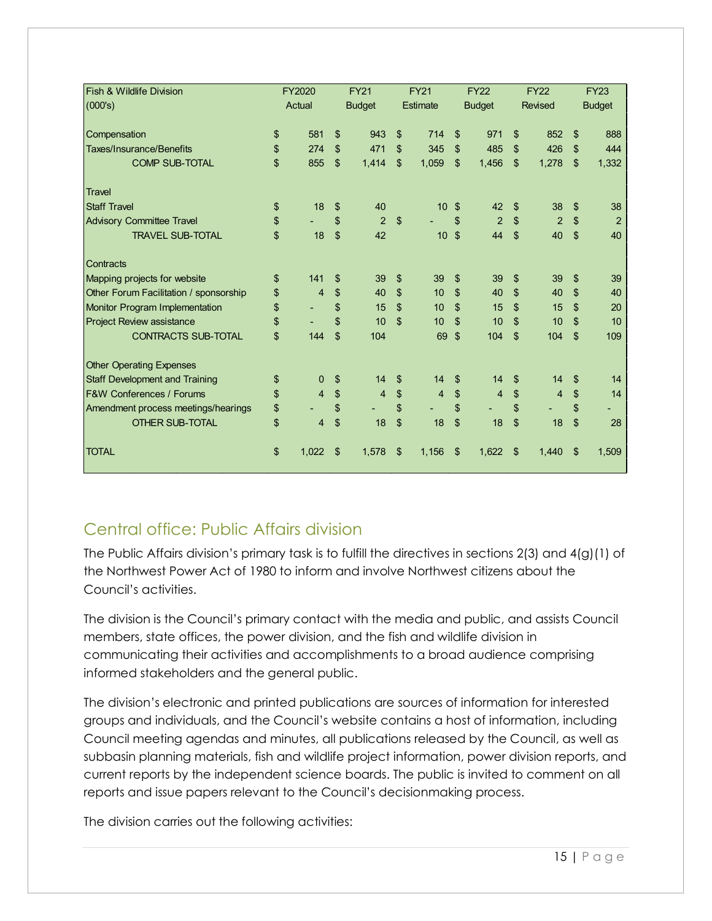| Fish & Wildlife Division (000's) | FY2020 Actual | FY21 Budget | FY21 Estimate | FY22 Budget | FY22 Revised | FY23 Budget |
|---|---|---|---|---|---|---|
| Compensation | $ 581 | $ 943 | $ 714 | $ 971 | $ 852 | $ 888 |
| Taxes/Insurance/Benefits | $ 274 | $ 471 | $ 345 | $ 485 | $ 426 | $ 444 |
| COMP SUB-TOTAL | $ 855 | $ 1,414 | $ 1,059 | $ 1,456 | $ 1,278 | $ 1,332 |
| Travel | | | | | | |
| Staff Travel | $ 18 | $ 40 | 10 | $ 42 | $ 38 | $ 38 |
| Advisory Committee Travel | $ - | $ 2 | $ - | $ 2 | $ 2 | $ 2 |
| TRAVEL SUB-TOTAL | $ 18 | $ 42 | 10 | $ 44 | $ 40 | $ 40 |
| Contracts | | | | | | |
| Mapping projects for website | $ 141 | $ 39 | $ 39 | $ 39 | $ 39 | $ 39 |
| Other Forum Facilitation / sponsorship | $ 4 | $ 40 | $ 10 | $ 40 | $ 40 | $ 40 |
| Monitor Program Implementation | $ - | $ 15 | $ 10 | $ 15 | $ 15 | $ 20 |
| Project Review assistance | $ - | $ 10 | $ 10 | $ 10 | $ 10 | $ 10 |
| CONTRACTS SUB-TOTAL | $ 144 | $ 104 | 69 | $ 104 | $ 104 | $ 109 |
| Other Operating Expenses | | | | | | |
| Staff Development and Training | $ 0 | $ 14 | $ 14 | $ 14 | $ 14 | $ 14 |
| F&W Conferences / Forums | $ 4 | $ 4 | $ 4 | $ 4 | $ 4 | $ 14 |
| Amendment process meetings/hearings | $ - | $ - | $ - | $ - | $ - | $ - |
| OTHER SUB-TOTAL | $ 4 | $ 18 | $ 18 | $ 18 | $ 18 | $ 28 |
| TOTAL | $ 1,022 | $ 1,578 | $ 1,156 | $ 1,622 | $ 1,440 | $ 1,509 |

## Central office: Public Affairs division

The Public Affairs division's primary task is to fulfill the directives in sections 2(3) and 4(g)(1) of the Northwest Power Act of 1980 to inform and involve Northwest citizens about the Council's activities.

The division is the Council's primary contact with the media and public, and assists Council members, state offices, the power division, and the fish and wildlife division in communicating their activities and accomplishments to a broad audience comprising informed stakeholders and the general public.

The division's electronic and printed publications are sources of information for interested groups and individuals, and the Council's website contains a host of information, including Council meeting agendas and minutes, all publications released by the Council, as well as subbasin planning materials, fish and wildlife project information, power division reports, and current reports by the independent science boards. The public is invited to comment on all reports and issue papers relevant to the Council's decisionmaking process.

The division carries out the following activities: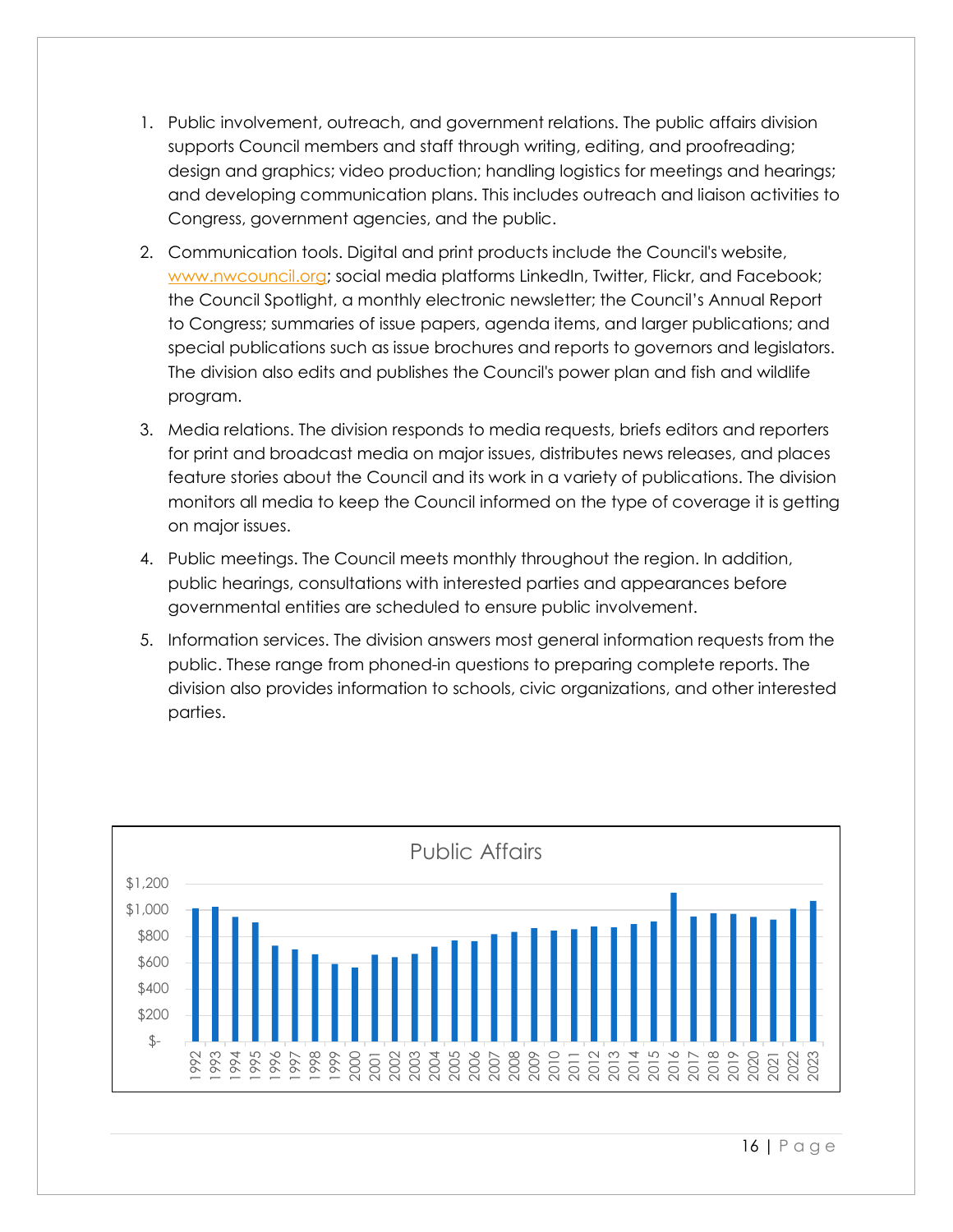1. Public involvement, outreach, and government relations. The public affairs division supports Council members and staff through writing, editing, and proofreading; design and graphics; video production; handling logistics for meetings and hearings; and developing communication plans. This includes outreach and liaison activities to Congress, government agencies, and the public.
2. Communication tools. Digital and print products include the Council's website, www.nwcouncil.org; social media platforms LinkedIn, Twitter, Flickr, and Facebook; the Council Spotlight, a monthly electronic newsletter; the Council's Annual Report to Congress; summaries of issue papers, agenda items, and larger publications; and special publications such as issue brochures and reports to governors and legislators. The division also edits and publishes the Council's power plan and fish and wildlife program.
3. Media relations. The division responds to media requests, briefs editors and reporters for print and broadcast media on major issues, distributes news releases, and places feature stories about the Council and its work in a variety of publications. The division monitors all media to keep the Council informed on the type of coverage it is getting on major issues.
4. Public meetings. The Council meets monthly throughout the region. In addition, public hearings, consultations with interested parties and appearances before governmental entities are scheduled to ensure public involvement.
5. Information services. The division answers most general information requests from the public. These range from phoned-in questions to preparing complete reports. The division also provides information to schools, civic organizations, and other interested parties.

**Public Affairs**

(Bar chart: annual Public Affairs budget, 1992–2023; y-axis $- to $1,200)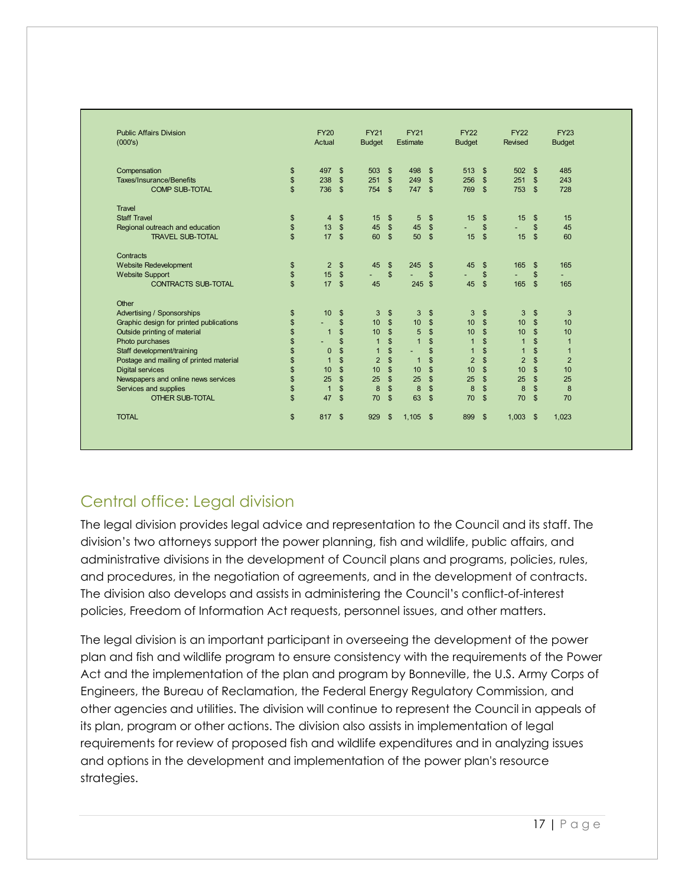| Public Affairs Division (000's) | FY20 Actual | FY21 Budget | FY21 Estimate | FY22 Budget | FY22 Revised | FY23 Budget |
|---|---|---|---|---|---|---|
| Compensation | $ 497 | $ 503 | $ 498 | $ 513 | $ 502 | $ 485 |
| Taxes/Insurance/Benefits | $ 238 | $ 251 | $ 249 | $ 256 | $ 251 | $ 243 |
| COMP SUB-TOTAL | $ 736 | $ 754 | $ 747 | $ 769 | $ 753 | $ 728 |
| Travel | | | | | | |
| Staff Travel | $ 4 | $ 15 | $ 5 | $ 15 | $ 15 | $ 15 |
| Regional outreach and education | $ 13 | $ 45 | $ 45 | $ - | $ - | $ 45 |
| TRAVEL SUB-TOTAL | $ 17 | $ 60 | $ 50 | $ 15 | $ 15 | $ 60 |
| Contracts | | | | | | |
| Website Redevelopment | $ 2 | $ 45 | $ 245 | $ 45 | $ 165 | $ 165 |
| Website Support | $ 15 | $ - | $ - | $ - | $ - | $ - |
| CONTRACTS SUB-TOTAL | $ 17 | $ 45 | 245 | $ 45 | $ 165 | $ 165 |
| Other | | | | | | |
| Advertising / Sponsorships | $ 10 | $ 3 | $ 3 | $ 3 | $ 3 | $ 3 |
| Graphic design for printed publications | $ - | $ 10 | $ 10 | $ 10 | $ 10 | $ 10 |
| Outside printing of material | $ 1 | $ 10 | $ 5 | $ 10 | $ 10 | $ 10 |
| Photo purchases | $ - | $ 1 | $ 1 | $ 1 | $ 1 | $ 1 |
| Staff development/training | $ 0 | $ 1 | $ - | $ 1 | $ 1 | $ 1 |
| Postage and mailing of printed material | $ 1 | $ 2 | $ 1 | $ 2 | $ 2 | $ 2 |
| Digital services | $ 10 | $ 10 | $ 10 | $ 10 | $ 10 | $ 10 |
| Newspapers and online news services | $ 25 | $ 25 | $ 25 | $ 25 | $ 25 | $ 25 |
| Services and supplies | $ 1 | $ 8 | $ 8 | $ 8 | $ 8 | $ 8 |
| OTHER SUB-TOTAL | $ 47 | $ 70 | $ 63 | $ 70 | $ 70 | $ 70 |
| TOTAL | $ 817 | $ 929 | $ 1,105 | $ 899 | $ 1,003 | $ 1,023 |

## Central office: Legal division

The legal division provides legal advice and representation to the Council and its staff. The division's two attorneys support the power planning, fish and wildlife, public affairs, and administrative divisions in the development of Council plans and programs, policies, rules, and procedures, in the negotiation of agreements, and in the development of contracts. The division also develops and assists in administering the Council's conflict-of-interest policies, Freedom of Information Act requests, personnel issues, and other matters.

The legal division is an important participant in overseeing the development of the power plan and fish and wildlife program to ensure consistency with the requirements of the Power Act and the implementation of the plan and program by Bonneville, the U.S. Army Corps of Engineers, the Bureau of Reclamation, the Federal Energy Regulatory Commission, and other agencies and utilities. The division will continue to represent the Council in appeals of its plan, program or other actions. The division also assists in implementation of legal requirements for review of proposed fish and wildlife expenditures and in analyzing issues and options in the development and implementation of the power plan's resource strategies.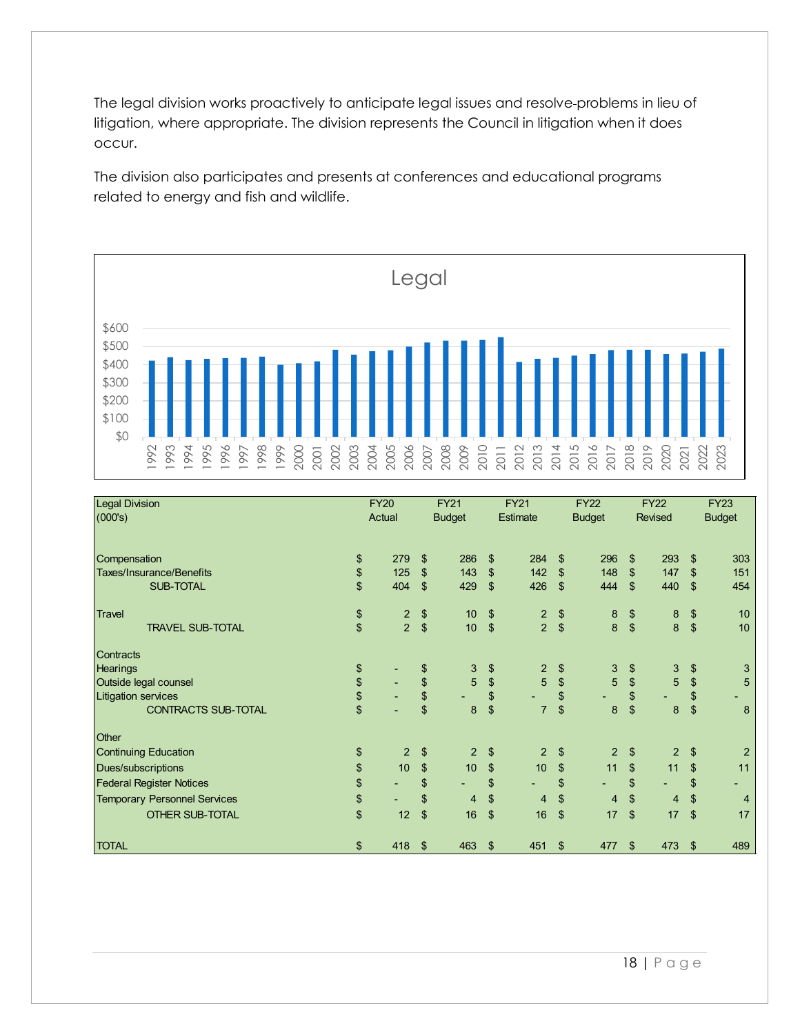The legal division works proactively to anticipate legal issues and resolve-problems in lieu of litigation, where appropriate. The division represents the Council in litigation when it does occur.

The division also participates and presents at conferences and educational programs related to energy and fish and wildlife.

| Legal Division (000's) | FY20 Actual | FY21 Budget | FY21 Estimate | FY22 Budget | FY22 Revised | FY23 Budget |
|---|---|---|---|---|---|---|
| Compensation | $ 279 | $ 286 | $ 284 | $ 296 | $ 293 | $ 303 |
| Taxes/Insurance/Benefits | $ 125 | $ 143 | $ 142 | $ 148 | $ 147 | $ 151 |
| SUB-TOTAL | $ 404 | $ 429 | $ 426 | $ 444 | $ 440 | $ 454 |
| | | | | | | |
| Travel | $ 2 | $ 10 | $ 2 | $ 8 | $ 8 | $ 10 |
| TRAVEL SUB-TOTAL | $ 2 | $ 10 | $ 2 | $ 8 | $ 8 | $ 10 |
| | | | | | | |
| Contracts | | | | | | |
| Hearings | $ - | $ 3 | $ 2 | $ 3 | $ 3 | $ 3 |
| Outside legal counsel | $ - | $ 5 | $ 5 | $ 5 | $ 5 | $ 5 |
| Litigation services | $ - | $ - | $ - | $ - | $ - | $ - |
| CONTRACTS SUB-TOTAL | $ - | $ 8 | $ 7 | $ 8 | $ 8 | $ 8 |
| | | | | | | |
| Other | | | | | | |
| Continuing Education | $ 2 | $ 2 | $ 2 | $ 2 | $ 2 | $ 2 |
| Dues/subscriptions | $ 10 | $ 10 | $ 10 | $ 11 | $ 11 | $ 11 |
| Federal Register Notices | $ - | $ - | $ - | $ - | $ - | $ - |
| Temporary Personnel Services | $ - | $ 4 | $ 4 | $ 4 | $ 4 | $ 4 |
| OTHER SUB-TOTAL | $ 12 | $ 16 | $ 16 | $ 17 | $ 17 | $ 17 |
| | | | | | | |
| TOTAL | $ 418 | $ 463 | $ 451 | $ 477 | $ 473 | $ 489 |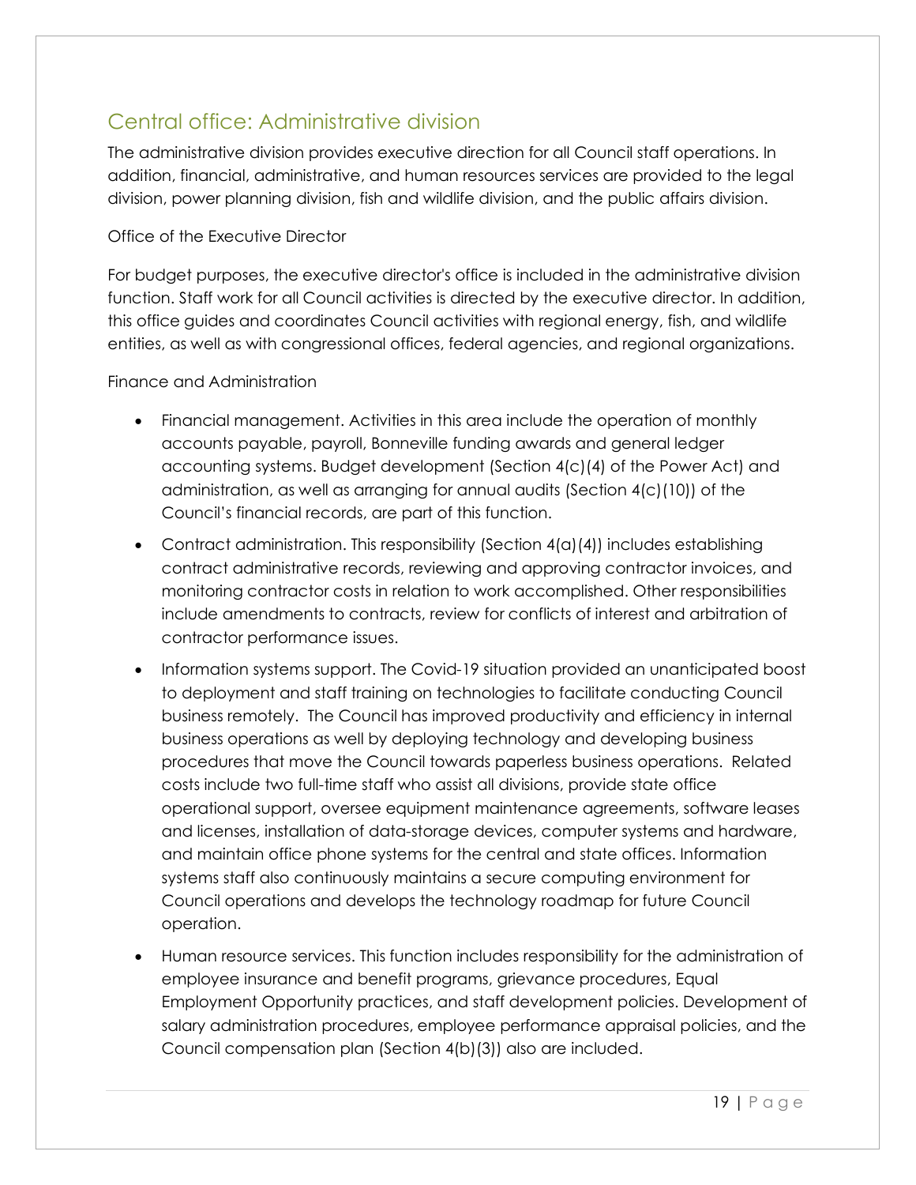## Central office: Administrative division

The administrative division provides executive direction for all Council staff operations. In addition, financial, administrative, and human resources services are provided to the legal division, power planning division, fish and wildlife division, and the public affairs division.

### Office of the Executive Director

For budget purposes, the executive director's office is included in the administrative division function. Staff work for all Council activities is directed by the executive director. In addition, this office guides and coordinates Council activities with regional energy, fish, and wildlife entities, as well as with congressional offices, federal agencies, and regional organizations.

### Finance and Administration

- Financial management. Activities in this area include the operation of monthly accounts payable, payroll, Bonneville funding awards and general ledger accounting systems. Budget development (Section 4(c)(4) of the Power Act) and administration, as well as arranging for annual audits (Section 4(c)(10)) of the Council's financial records, are part of this function.
- Contract administration. This responsibility (Section 4(a)(4)) includes establishing contract administrative records, reviewing and approving contractor invoices, and monitoring contractor costs in relation to work accomplished. Other responsibilities include amendments to contracts, review for conflicts of interest and arbitration of contractor performance issues.
- Information systems support. The Covid-19 situation provided an unanticipated boost to deployment and staff training on technologies to facilitate conducting Council business remotely. The Council has improved productivity and efficiency in internal business operations as well by deploying technology and developing business procedures that move the Council towards paperless business operations. Related costs include two full-time staff who assist all divisions, provide state office operational support, oversee equipment maintenance agreements, software leases and licenses, installation of data-storage devices, computer systems and hardware, and maintain office phone systems for the central and state offices. Information systems staff also continuously maintains a secure computing environment for Council operations and develops the technology roadmap for future Council operation.
- Human resource services. This function includes responsibility for the administration of employee insurance and benefit programs, grievance procedures, Equal Employment Opportunity practices, and staff development policies. Development of salary administration procedures, employee performance appraisal policies, and the Council compensation plan (Section 4(b)(3)) also are included.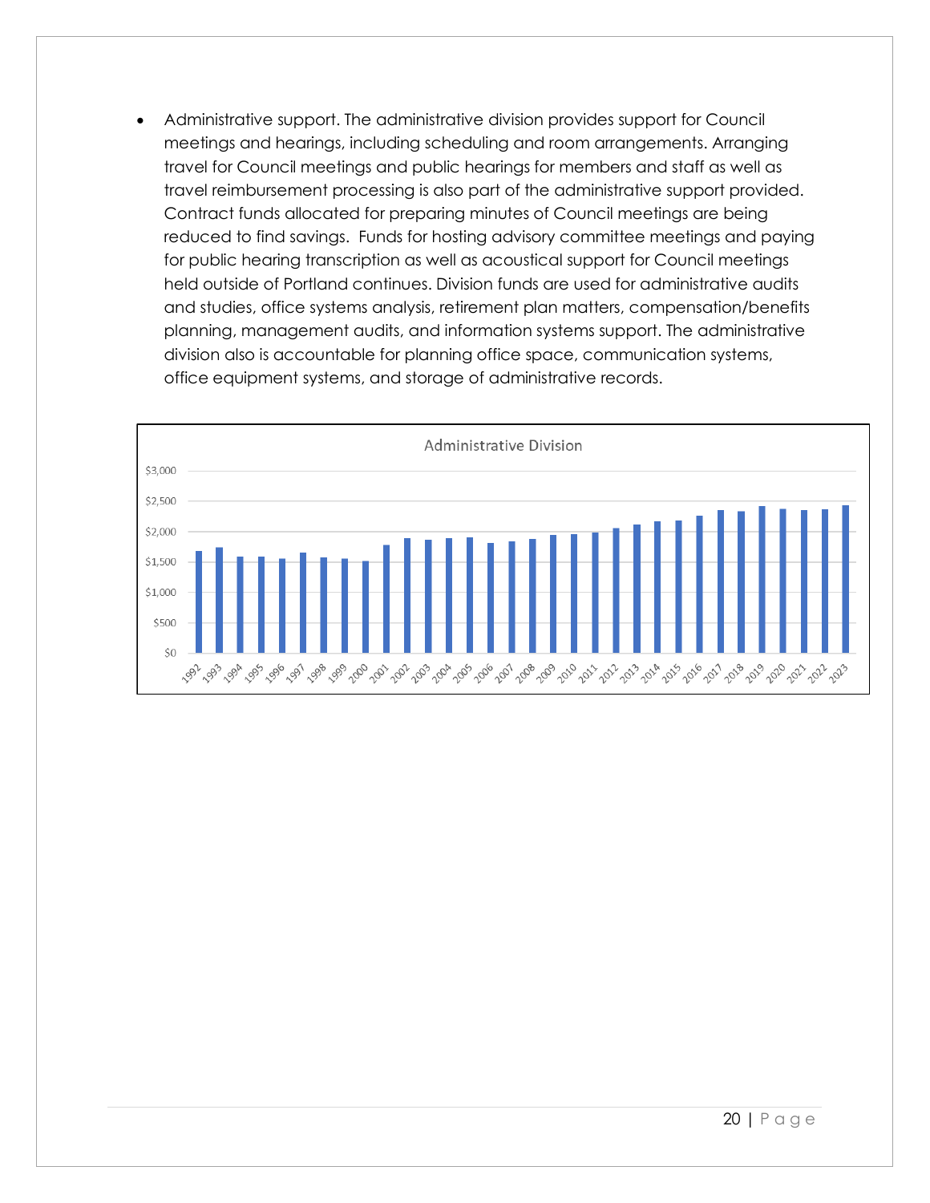- Administrative support. The administrative division provides support for Council meetings and hearings, including scheduling and room arrangements. Arranging travel for Council meetings and public hearings for members and staff as well as travel reimbursement processing is also part of the administrative support provided. Contract funds allocated for preparing minutes of Council meetings are being reduced to find savings.  Funds for hosting advisory committee meetings and paying for public hearing transcription as well as acoustical support for Council meetings held outside of Portland continues. Division funds are used for administrative audits and studies, office systems analysis, retirement plan matters, compensation/benefits planning, management audits, and information systems support. The administrative division also is accountable for planning office space, communication systems, office equipment systems, and storage of administrative records.

Administrative Division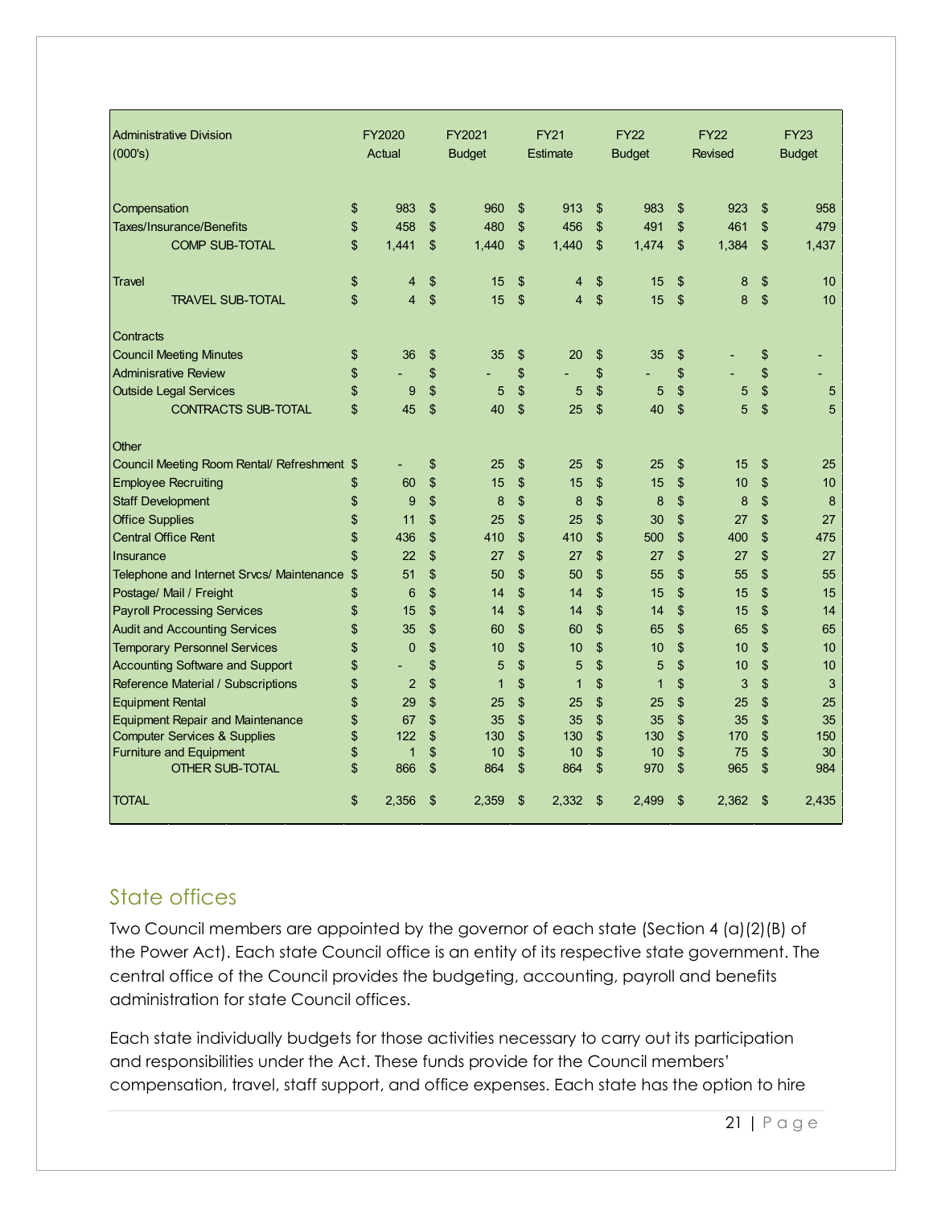| Administrative Division (000's) | FY2020 Actual | FY2021 Budget | FY21 Estimate | FY22 Budget | FY22 Revised | FY23 Budget |
|---|---|---|---|---|---|---|
| Compensation | $ 983 | $ 960 | $ 913 | $ 983 | $ 923 | $ 958 |
| Taxes/Insurance/Benefits | $ 458 | $ 480 | $ 456 | $ 491 | $ 461 | $ 479 |
| COMP SUB-TOTAL | $ 1,441 | $ 1,440 | $ 1,440 | $ 1,474 | $ 1,384 | $ 1,437 |
| Travel | $ 4 | $ 15 | $ 4 | $ 15 | $ 8 | $ 10 |
| TRAVEL SUB-TOTAL | $ 4 | $ 15 | $ 4 | $ 15 | $ 8 | $ 10 |
| Contracts | | | | | | |
| Council Meeting Minutes | $ 36 | $ 35 | $ 20 | $ 35 | $ - | $ - |
| Adminisrative Review | $ - | $ - | $ - | $ - | $ - | $ - |
| Outside Legal Services | $ 9 | $ 5 | $ 5 | $ 5 | $ 5 | $ 5 |
| CONTRACTS SUB-TOTAL | $ 45 | $ 40 | $ 25 | $ 40 | $ 5 | $ 5 |
| Other | | | | | | |
| Council Meeting Room Rental/ Refreshment | $ - | $ 25 | $ 25 | $ 25 | $ 15 | $ 25 |
| Employee Recruiting | $ 60 | $ 15 | $ 15 | $ 15 | $ 10 | $ 10 |
| Staff Development | $ 9 | $ 8 | $ 8 | $ 8 | $ 8 | $ 8 |
| Office Supplies | $ 11 | $ 25 | $ 25 | $ 30 | $ 27 | $ 27 |
| Central Office Rent | $ 436 | $ 410 | $ 410 | $ 500 | $ 400 | $ 475 |
| Insurance | $ 22 | $ 27 | $ 27 | $ 27 | $ 27 | $ 27 |
| Telephone and Internet Srvcs/ Maintenance | $ 51 | $ 50 | $ 50 | $ 55 | $ 55 | $ 55 |
| Postage/ Mail / Freight | $ 6 | $ 14 | $ 14 | $ 15 | $ 15 | $ 15 |
| Payroll Processing Services | $ 15 | $ 14 | $ 14 | $ 14 | $ 15 | $ 14 |
| Audit and Accounting Services | $ 35 | $ 60 | $ 60 | $ 65 | $ 65 | $ 65 |
| Temporary Personnel Services | $ 0 | $ 10 | $ 10 | $ 10 | $ 10 | $ 10 |
| Accounting Software and Support | $ - | $ 5 | $ 5 | $ 5 | $ 10 | $ 10 |
| Reference Material / Subscriptions | $ 2 | $ 1 | $ 1 | $ 1 | $ 3 | $ 3 |
| Equipment Rental | $ 29 | $ 25 | $ 25 | $ 25 | $ 25 | $ 25 |
| Equipment Repair and Maintenance | $ 67 | $ 35 | $ 35 | $ 35 | $ 35 | $ 35 |
| Computer Services & Supplies | $ 122 | $ 130 | $ 130 | $ 130 | $ 170 | $ 150 |
| Furniture and Equipment | $ 1 | $ 10 | $ 10 | $ 10 | $ 75 | $ 30 |
| OTHER SUB-TOTAL | $ 866 | $ 864 | $ 864 | $ 970 | $ 965 | $ 984 |
| TOTAL | $ 2,356 | $ 2,359 | $ 2,332 | $ 2,499 | $ 2,362 | $ 2,435 |

## State offices

Two Council members are appointed by the governor of each state (Section 4 (a)(2)(B) of the Power Act). Each state Council office is an entity of its respective state government. The central office of the Council provides the budgeting, accounting, payroll and benefits administration for state Council offices.

Each state individually budgets for those activities necessary to carry out its participation and responsibilities under the Act. These funds provide for the Council members' compensation, travel, staff support, and office expenses. Each state has the option to hire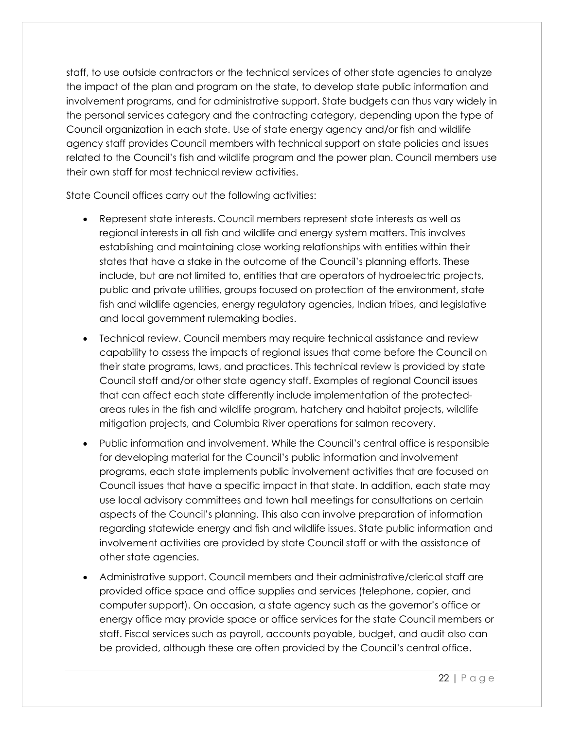staff, to use outside contractors or the technical services of other state agencies to analyze the impact of the plan and program on the state, to develop state public information and involvement programs, and for administrative support. State budgets can thus vary widely in the personal services category and the contracting category, depending upon the type of Council organization in each state. Use of state energy agency and/or fish and wildlife agency staff provides Council members with technical support on state policies and issues related to the Council's fish and wildlife program and the power plan. Council members use their own staff for most technical review activities.

State Council offices carry out the following activities:

- Represent state interests. Council members represent state interests as well as regional interests in all fish and wildlife and energy system matters. This involves establishing and maintaining close working relationships with entities within their states that have a stake in the outcome of the Council's planning efforts. These include, but are not limited to, entities that are operators of hydroelectric projects, public and private utilities, groups focused on protection of the environment, state fish and wildlife agencies, energy regulatory agencies, Indian tribes, and legislative and local government rulemaking bodies.
- Technical review. Council members may require technical assistance and review capability to assess the impacts of regional issues that come before the Council on their state programs, laws, and practices. This technical review is provided by state Council staff and/or other state agency staff. Examples of regional Council issues that can affect each state differently include implementation of the protected-areas rules in the fish and wildlife program, hatchery and habitat projects, wildlife mitigation projects, and Columbia River operations for salmon recovery.
- Public information and involvement. While the Council's central office is responsible for developing material for the Council's public information and involvement programs, each state implements public involvement activities that are focused on Council issues that have a specific impact in that state. In addition, each state may use local advisory committees and town hall meetings for consultations on certain aspects of the Council's planning. This also can involve preparation of information regarding statewide energy and fish and wildlife issues. State public information and involvement activities are provided by state Council staff or with the assistance of other state agencies.
- Administrative support. Council members and their administrative/clerical staff are provided office space and office supplies and services (telephone, copier, and computer support). On occasion, a state agency such as the governor's office or energy office may provide space or office services for the state Council members or staff. Fiscal services such as payroll, accounts payable, budget, and audit also can be provided, although these are often provided by the Council's central office.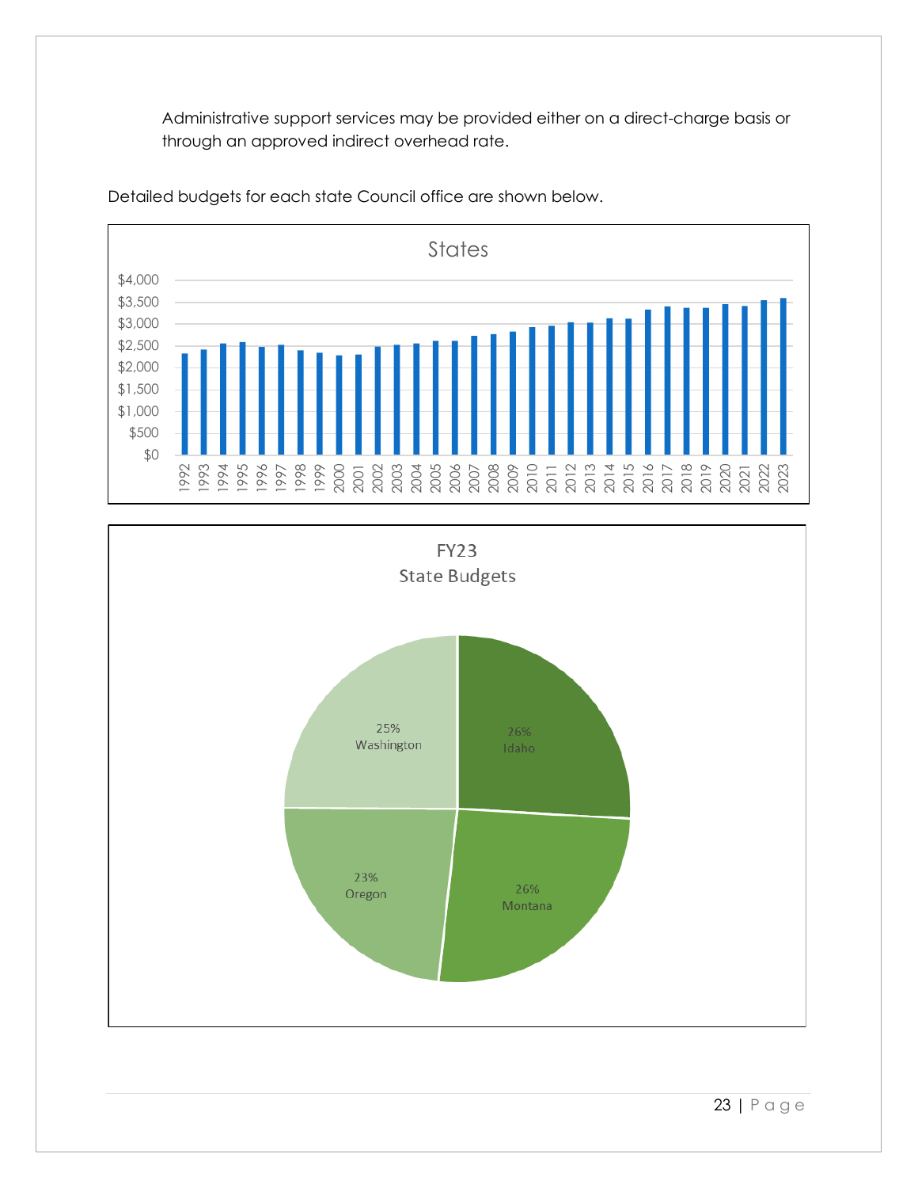Administrative support services may be provided either on a direct-charge basis or through an approved indirect overhead rate.

Detailed budgets for each state Council office are shown below.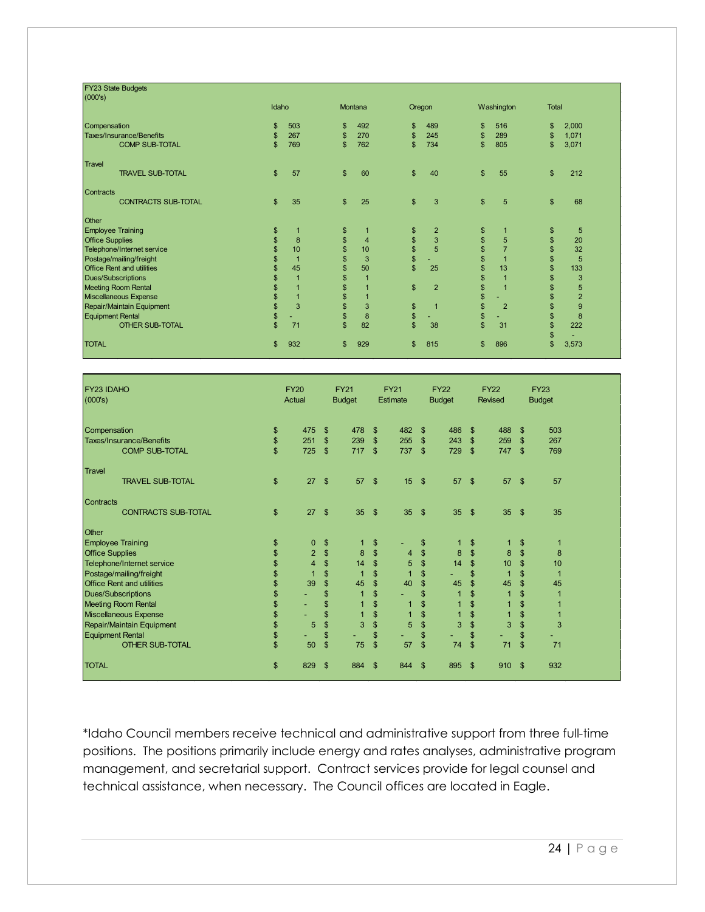| FY23 State Budgets (000's) | Idaho | Montana | Oregon | Washington | Total |
|---|---|---|---|---|---|
| Compensation | $ 503 | $ 492 | $ 489 | $ 516 | $ 2,000 |
| Taxes/Insurance/Benefits | $ 267 | $ 270 | $ 245 | $ 289 | $ 1,071 |
| COMP SUB-TOTAL | $ 769 | $ 762 | $ 734 | $ 805 | $ 3,071 |
| Travel | | | | | |
| TRAVEL SUB-TOTAL | $ 57 | $ 60 | $ 40 | $ 55 | $ 212 |
| Contracts | | | | | |
| CONTRACTS SUB-TOTAL | $ 35 | $ 25 | $ 3 | $ 5 | $ 68 |
| Other | | | | | |
| Employee Training | $ 1 | $ 1 | $ 2 | $ 1 | $ 5 |
| Office Supplies | $ 8 | $ 4 | $ 3 | $ 5 | $ 20 |
| Telephone/Internet service | $ 10 | $ 10 | $ 5 | $ 7 | $ 32 |
| Postage/mailing/freight | $ 1 | $ 3 | $ - | $ 1 | $ 5 |
| Office Rent and utilities | $ 45 | $ 50 | $ 25 | $ 13 | $ 133 |
| Dues/Subscriptions | $ 1 | $ 1 | | $ 1 | $ 3 |
| Meeting Room Rental | $ 1 | $ 1 | $ 2 | $ 1 | $ 5 |
| Miscellaneous Expense | $ 1 | $ 1 | | $ - | $ 2 |
| Repair/Maintain Equipment | $ 3 | $ 3 | $ 1 | $ 2 | $ 9 |
| Equipment Rental | $ - | $ 8 | $ - | $ - | $ 8 |
| OTHER SUB-TOTAL | $ 71 | $ 82 | $ 38 | $ 31 | $ 222 |
| | | | | | $ - |
| TOTAL | $ 932 | $ 929 | $ 815 | $ 896 | $ 3,573 |

| FY23 IDAHO (000's) | FY20 Actual | FY21 Budget | FY21 Estimate | FY22 Budget | FY22 Revised | FY23 Budget |
|---|---|---|---|---|---|---|
| Compensation | $ 475 | $ 478 | $ 482 | $ 486 | $ 488 | $ 503 |
| Taxes/Insurance/Benefits | $ 251 | $ 239 | $ 255 | $ 243 | $ 259 | $ 267 |
| COMP SUB-TOTAL | $ 725 | $ 717 | $ 737 | $ 729 | $ 747 | $ 769 |
| Travel | | | | | | |
| TRAVEL SUB-TOTAL | $ 27 | $ 57 | $ 15 | $ 57 | $ 57 | $ 57 |
| Contracts | | | | | | |
| CONTRACTS SUB-TOTAL | $ 27 | $ 35 | $ 35 | $ 35 | $ 35 | $ 35 |
| Other | | | | | | |
| Employee Training | $ 0 | $ 1 | $ - | $ 1 | $ 1 | $ 1 |
| Office Supplies | $ 2 | $ 8 | $ 4 | $ 8 | $ 8 | $ 8 |
| Telephone/Internet service | $ 4 | $ 14 | $ 5 | $ 14 | $ 10 | $ 10 |
| Postage/mailing/freight | $ 1 | $ 1 | $ 1 | $ - | $ 1 | $ 1 |
| Office Rent and utilities | $ 39 | $ 45 | $ 40 | $ 45 | $ 45 | $ 45 |
| Dues/Subscriptions | $ - | $ 1 | $ - | $ 1 | $ 1 | $ 1 |
| Meeting Room Rental | $ - | $ 1 | $ 1 | $ 1 | $ 1 | $ 1 |
| Miscellaneous Expense | $ - | $ 1 | $ 1 | $ 1 | $ 1 | $ 1 |
| Repair/Maintain Equipment | $ 5 | $ 3 | $ 5 | $ 3 | $ 3 | $ 3 |
| Equipment Rental | $ - | $ - | $ - | $ - | $ - | $ - |
| OTHER SUB-TOTAL | $ 50 | $ 75 | $ 57 | $ 74 | $ 71 | $ 71 |
| TOTAL | $ 829 | $ 884 | $ 844 | $ 895 | $ 910 | $ 932 |

*Idaho Council members receive technical and administrative support from three full-time positions. The positions primarily include energy and rates analyses, administrative program management, and secretarial support. Contract services provide for legal counsel and technical assistance, when necessary. The Council offices are located in Eagle.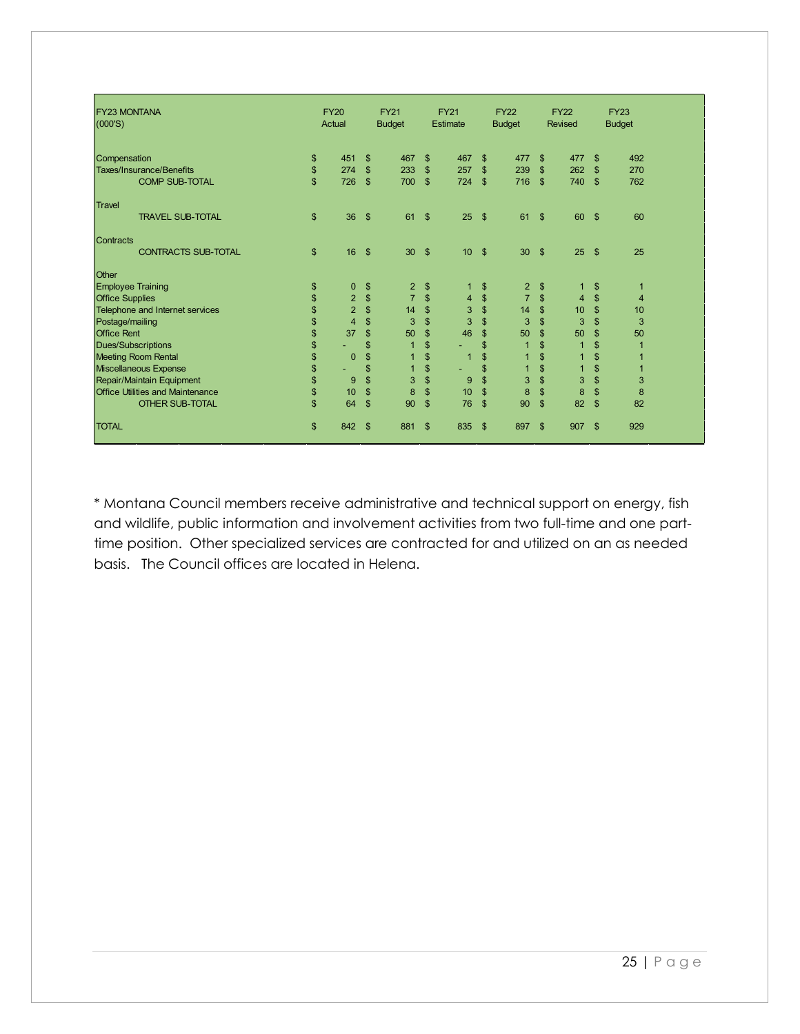| FY23 MONTANA (000'S) | FY20 Actual | FY21 Budget | FY21 Estimate | FY22 Budget | FY22 Revised | FY23 Budget |
|---|---|---|---|---|---|---|
| Compensation | $ 451 | $ 467 | $ 467 | $ 477 | $ 477 | $ 492 |
| Taxes/Insurance/Benefits | $ 274 | $ 233 | $ 257 | $ 239 | $ 262 | $ 270 |
| COMP SUB-TOTAL | $ 726 | $ 700 | $ 724 | $ 716 | $ 740 | $ 762 |
| Travel | | | | | | |
| TRAVEL SUB-TOTAL | $ 36 | $ 61 | $ 25 | $ 61 | $ 60 | $ 60 |
| Contracts | | | | | | |
| CONTRACTS SUB-TOTAL | $ 16 | $ 30 | $ 10 | $ 30 | $ 25 | $ 25 |
| Other | | | | | | |
| Employee Training | $ 0 | $ 2 | $ 1 | $ 2 | $ 1 | $ 1 |
| Office Supplies | $ 2 | $ 7 | $ 4 | $ 7 | $ 4 | $ 4 |
| Telephone and Internet services | $ 2 | $ 14 | $ 3 | $ 14 | $ 10 | $ 10 |
| Postage/mailing | $ 4 | $ 3 | $ 3 | $ 3 | $ 3 | $ 3 |
| Office Rent | $ 37 | $ 50 | $ 46 | $ 50 | $ 50 | $ 50 |
| Dues/Subscriptions | $ - | $ 1 | $ - | $ 1 | $ 1 | $ 1 |
| Meeting Room Rental | $ 0 | $ 1 | $ 1 | $ 1 | $ 1 | $ 1 |
| Miscellaneous Expense | $ - | $ 1 | $ - | $ 1 | $ 1 | $ 1 |
| Repair/Maintain Equipment | $ 9 | $ 3 | $ 9 | $ 3 | $ 3 | $ 3 |
| Office Utilities and Maintenance | $ 10 | $ 8 | $ 10 | $ 8 | $ 8 | $ 8 |
| OTHER SUB-TOTAL | $ 64 | $ 90 | $ 76 | $ 90 | $ 82 | $ 82 |
| TOTAL | $ 842 | $ 881 | $ 835 | $ 897 | $ 907 | $ 929 |

* Montana Council members receive administrative and technical support on energy, fish and wildlife, public information and involvement activities from two full-time and one part-time position. Other specialized services are contracted for and utilized on an as needed basis. The Council offices are located in Helena.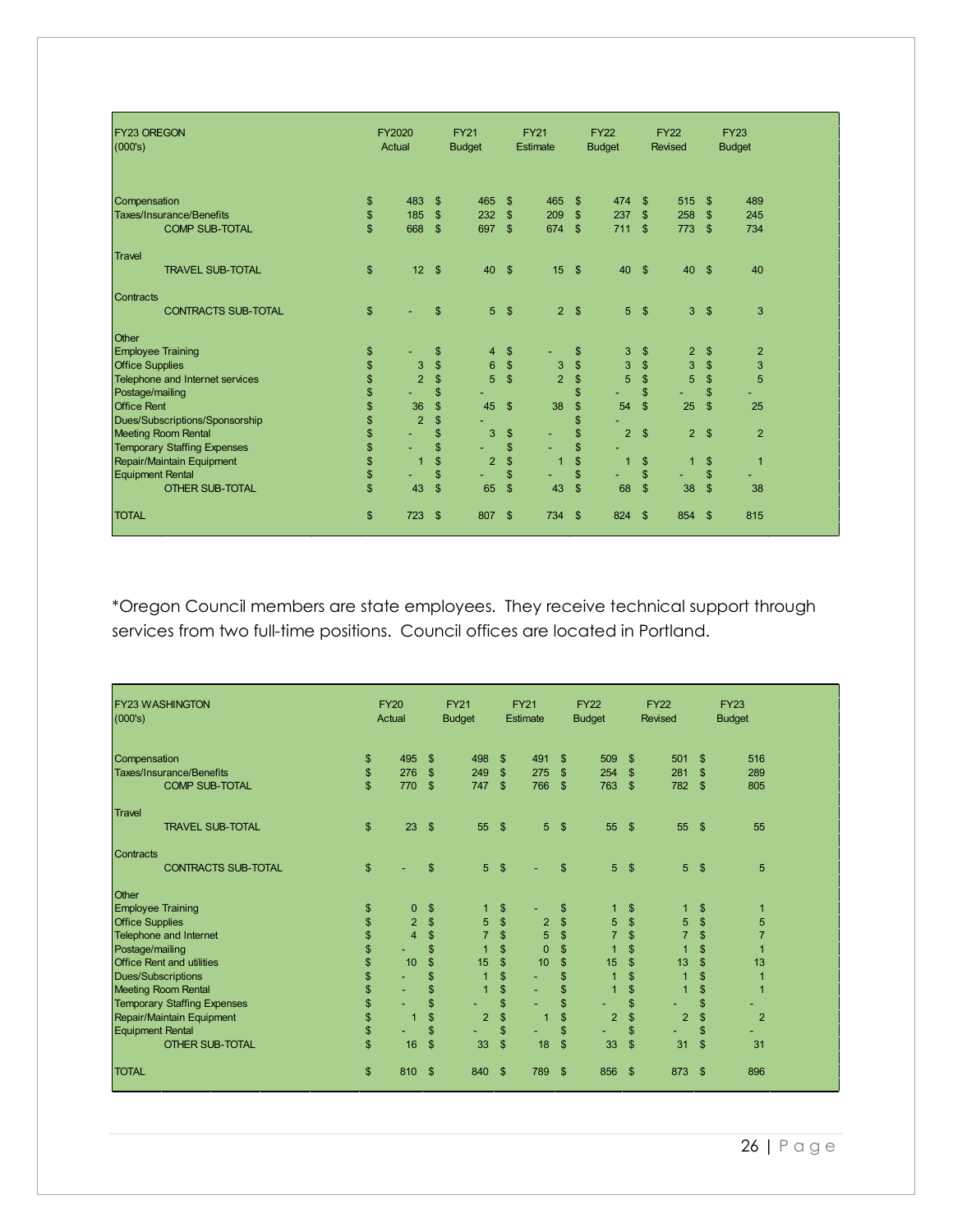| FY23 OREGON (000's) | FY2020 Actual | FY21 Budget | FY21 Estimate | FY22 Budget | FY22 Revised | FY23 Budget |
|---|---|---|---|---|---|---|
| Compensation | $ 483 | $ 465 | $ 465 | $ 474 | $ 515 | $ 489 |
| Taxes/Insurance/Benefits | $ 185 | $ 232 | $ 209 | $ 237 | $ 258 | $ 245 |
| COMP SUB-TOTAL | $ 668 | $ 697 | $ 674 | $ 711 | $ 773 | $ 734 |
| Travel | | | | | | |
| TRAVEL SUB-TOTAL | $ 12 | $ 40 | $ 15 | $ 40 | $ 40 | $ 40 |
| Contracts | | | | | | |
| CONTRACTS SUB-TOTAL | $ - | $ 5 | $ 2 | $ 5 | $ 3 | $ 3 |
| Other | | | | | | |
| Employee Training | $ - | $ 4 | $ - | $ 3 | $ 2 | $ 2 |
| Office Supplies | $ 3 | $ 6 | $ 3 | $ 3 | $ 3 | $ 3 |
| Telephone and Internet services | $ 2 | $ 5 | $ 2 | $ 5 | $ 5 | $ 5 |
| Postage/mailing | $ - | $ - | | $ - | $ - | $ - |
| Office Rent | $ 36 | $ 45 | $ 38 | $ 54 | $ 25 | $ 25 |
| Dues/Subscriptions/Sponsorship | $ 2 | $ - | | $ - | | |
| Meeting Room Rental | $ - | $ 3 | $ - | $ 2 | $ 2 | $ 2 |
| Temporary Staffing Expenses | $ - | $ - | $ - | $ - | | |
| Repair/Maintain Equipment | $ 1 | $ 2 | $ 1 | $ 1 | $ 1 | $ 1 |
| Equipment Rental | $ - | $ - | $ - | $ - | $ - | $ - |
| OTHER SUB-TOTAL | $ 43 | $ 65 | $ 43 | $ 68 | $ 38 | $ 38 |
| TOTAL | $ 723 | $ 807 | $ 734 | $ 824 | $ 854 | $ 815 |

*Oregon Council members are state employees. They receive technical support through services from two full-time positions. Council offices are located in Portland.

| FY23 WASHINGTON (000's) | FY20 Actual | FY21 Budget | FY21 Estimate | FY22 Budget | FY22 Revised | FY23 Budget |
|---|---|---|---|---|---|---|
| Compensation | $ 495 | $ 498 | $ 491 | $ 509 | $ 501 | $ 516 |
| Taxes/Insurance/Benefits | $ 276 | $ 249 | $ 275 | $ 254 | $ 281 | $ 289 |
| COMP SUB-TOTAL | $ 770 | $ 747 | $ 766 | $ 763 | $ 782 | $ 805 |
| Travel | | | | | | |
| TRAVEL SUB-TOTAL | $ 23 | $ 55 | $ 5 | $ 55 | $ 55 | $ 55 |
| Contracts | | | | | | |
| CONTRACTS SUB-TOTAL | $ - | $ 5 | $ - | $ 5 | $ 5 | $ 5 |
| Other | | | | | | |
| Employee Training | $ 0 | $ 1 | $ - | $ 1 | $ 1 | $ 1 |
| Office Supplies | $ 2 | $ 5 | $ 2 | $ 5 | $ 5 | $ 5 |
| Telephone and Internet | $ 4 | $ 7 | $ 5 | $ 7 | $ 7 | $ 7 |
| Postage/mailing | $ - | $ 1 | $ 0 | $ 1 | $ 1 | $ 1 |
| Office Rent and utilities | $ 10 | $ 15 | $ 10 | $ 15 | $ 13 | $ 13 |
| Dues/Subscriptions | $ - | $ 1 | $ - | $ 1 | $ 1 | $ 1 |
| Meeting Room Rental | $ - | $ 1 | $ - | $ 1 | $ 1 | $ 1 |
| Temporary Staffing Expenses | $ - | $ - | $ - | $ - | $ - | $ - |
| Repair/Maintain Equipment | $ 1 | $ 2 | $ 1 | $ 2 | $ 2 | $ 2 |
| Equipment Rental | $ - | $ - | $ - | $ - | $ - | $ - |
| OTHER SUB-TOTAL | $ 16 | $ 33 | $ 18 | $ 33 | $ 31 | $ 31 |
| TOTAL | $ 810 | $ 840 | $ 789 | $ 856 | $ 873 | $ 896 |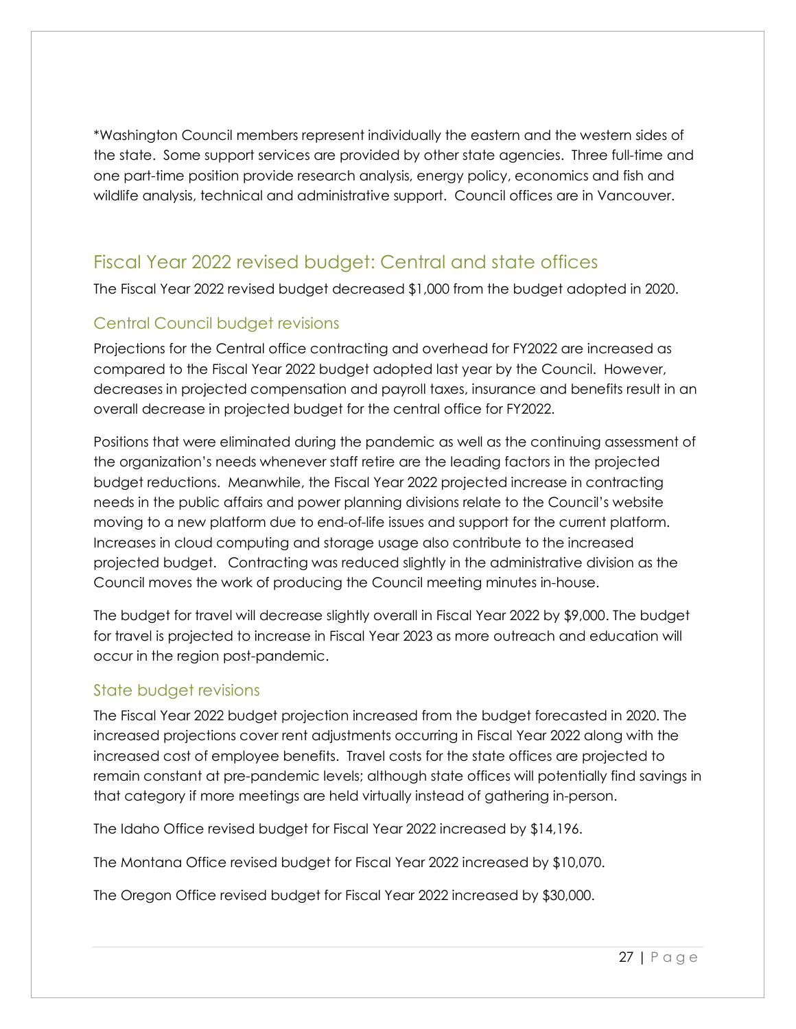*Washington Council members represent individually the eastern and the western sides of the state. Some support services are provided by other state agencies. Three full-time and one part-time position provide research analysis, energy policy, economics and fish and wildlife analysis, technical and administrative support. Council offices are in Vancouver.

## Fiscal Year 2022 revised budget: Central and state offices

The Fiscal Year 2022 revised budget decreased $1,000 from the budget adopted in 2020.

### Central Council budget revisions

Projections for the Central office contracting and overhead for FY2022 are increased as compared to the Fiscal Year 2022 budget adopted last year by the Council. However, decreases in projected compensation and payroll taxes, insurance and benefits result in an overall decrease in projected budget for the central office for FY2022.

Positions that were eliminated during the pandemic as well as the continuing assessment of the organization's needs whenever staff retire are the leading factors in the projected budget reductions. Meanwhile, the Fiscal Year 2022 projected increase in contracting needs in the public affairs and power planning divisions relate to the Council's website moving to a new platform due to end-of-life issues and support for the current platform. Increases in cloud computing and storage usage also contribute to the increased projected budget. Contracting was reduced slightly in the administrative division as the Council moves the work of producing the Council meeting minutes in-house.

The budget for travel will decrease slightly overall in Fiscal Year 2022 by $9,000. The budget for travel is projected to increase in Fiscal Year 2023 as more outreach and education will occur in the region post-pandemic.

### State budget revisions

The Fiscal Year 2022 budget projection increased from the budget forecasted in 2020. The increased projections cover rent adjustments occurring in Fiscal Year 2022 along with the increased cost of employee benefits. Travel costs for the state offices are projected to remain constant at pre-pandemic levels; although state offices will potentially find savings in that category if more meetings are held virtually instead of gathering in-person.

The Idaho Office revised budget for Fiscal Year 2022 increased by $14,196.

The Montana Office revised budget for Fiscal Year 2022 increased by $10,070.

The Oregon Office revised budget for Fiscal Year 2022 increased by $30,000.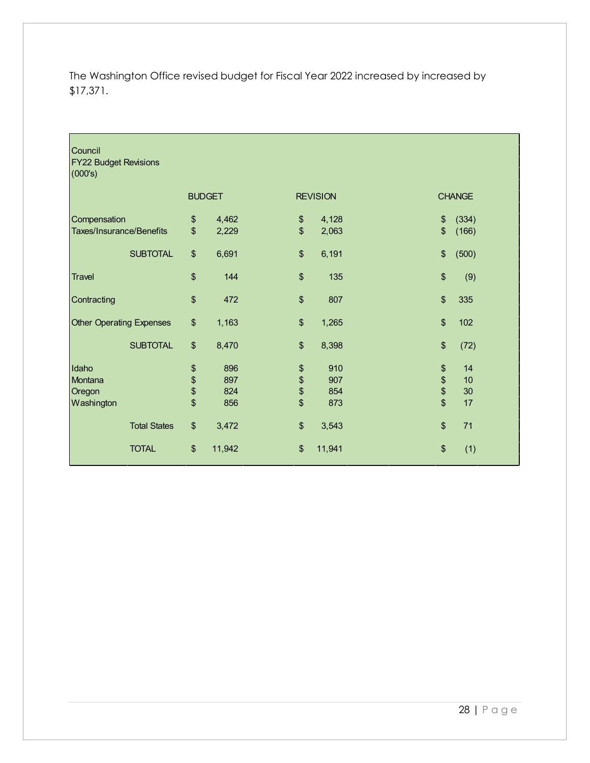The Washington Office revised budget for Fiscal Year 2022 increased by increased by $17,371.

Council
FY22 Budget Revisions
(000's)

| | BUDGET | REVISION | CHANGE |
|---|---|---|---|
| Compensation | $ 4,462 | $ 4,128 | $ (334) |
| Taxes/Insurance/Benefits | $ 2,229 | $ 2,063 | $ (166) |
| SUBTOTAL | $ 6,691 | $ 6,191 | $ (500) |
| Travel | $ 144 | $ 135 | $ (9) |
| Contracting | $ 472 | $ 807 | $ 335 |
| Other Operating Expenses | $ 1,163 | $ 1,265 | $ 102 |
| SUBTOTAL | $ 8,470 | $ 8,398 | $ (72) |
| Idaho | $ 896 | $ 910 | $ 14 |
| Montana | $ 897 | $ 907 | $ 10 |
| Oregon | $ 824 | $ 854 | $ 30 |
| Washington | $ 856 | $ 873 | $ 17 |
| Total States | $ 3,472 | $ 3,543 | $ 71 |
| TOTAL | $ 11,942 | $ 11,941 | $ (1) |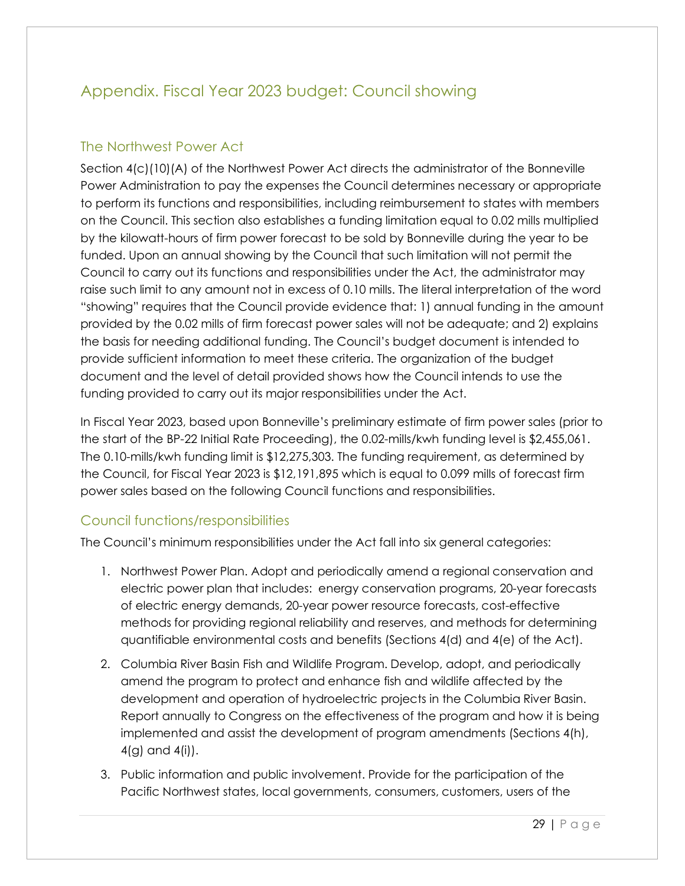# Appendix. Fiscal Year 2023 budget: Council showing

## The Northwest Power Act

Section 4(c)(10)(A) of the Northwest Power Act directs the administrator of the Bonneville Power Administration to pay the expenses the Council determines necessary or appropriate to perform its functions and responsibilities, including reimbursement to states with members on the Council. This section also establishes a funding limitation equal to 0.02 mills multiplied by the kilowatt-hours of firm power forecast to be sold by Bonneville during the year to be funded. Upon an annual showing by the Council that such limitation will not permit the Council to carry out its functions and responsibilities under the Act, the administrator may raise such limit to any amount not in excess of 0.10 mills. The literal interpretation of the word "showing" requires that the Council provide evidence that: 1) annual funding in the amount provided by the 0.02 mills of firm forecast power sales will not be adequate; and 2) explains the basis for needing additional funding. The Council's budget document is intended to provide sufficient information to meet these criteria. The organization of the budget document and the level of detail provided shows how the Council intends to use the funding provided to carry out its major responsibilities under the Act.

In Fiscal Year 2023, based upon Bonneville's preliminary estimate of firm power sales (prior to the start of the BP-22 Initial Rate Proceeding), the 0.02-mills/kwh funding level is $2,455,061. The 0.10-mills/kwh funding limit is $12,275,303. The funding requirement, as determined by the Council, for Fiscal Year 2023 is $12,191,895 which is equal to 0.099 mills of forecast firm power sales based on the following Council functions and responsibilities.

## Council functions/responsibilities

The Council's minimum responsibilities under the Act fall into six general categories:

1. Northwest Power Plan. Adopt and periodically amend a regional conservation and electric power plan that includes: energy conservation programs, 20-year forecasts of electric energy demands, 20-year power resource forecasts, cost-effective methods for providing regional reliability and reserves, and methods for determining quantifiable environmental costs and benefits (Sections 4(d) and 4(e) of the Act).
2. Columbia River Basin Fish and Wildlife Program. Develop, adopt, and periodically amend the program to protect and enhance fish and wildlife affected by the development and operation of hydroelectric projects in the Columbia River Basin. Report annually to Congress on the effectiveness of the program and how it is being implemented and assist the development of program amendments (Sections 4(h), 4(g) and 4(i)).
3. Public information and public involvement. Provide for the participation of the Pacific Northwest states, local governments, consumers, customers, users of the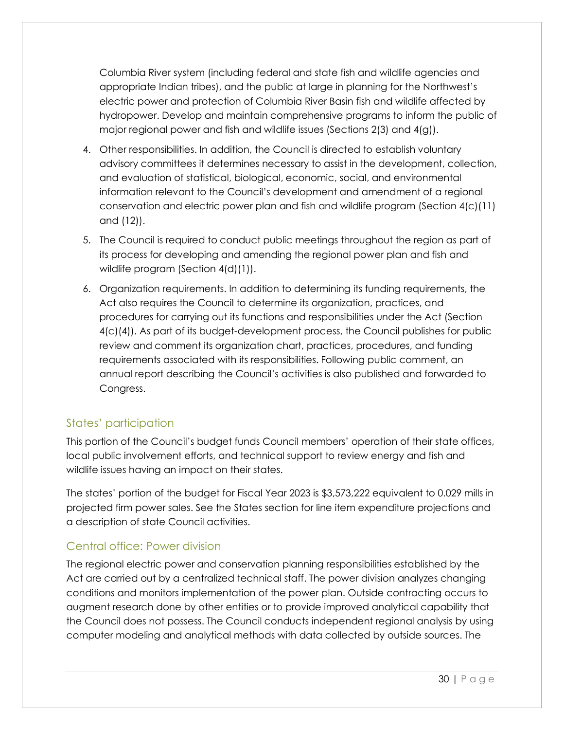Columbia River system (including federal and state fish and wildlife agencies and appropriate Indian tribes), and the public at large in planning for the Northwest's electric power and protection of Columbia River Basin fish and wildlife affected by hydropower. Develop and maintain comprehensive programs to inform the public of major regional power and fish and wildlife issues (Sections 2(3) and 4(g)).

4. Other responsibilities. In addition, the Council is directed to establish voluntary advisory committees it determines necessary to assist in the development, collection, and evaluation of statistical, biological, economic, social, and environmental information relevant to the Council's development and amendment of a regional conservation and electric power plan and fish and wildlife program (Section 4(c)(11) and (12)).
5. The Council is required to conduct public meetings throughout the region as part of its process for developing and amending the regional power plan and fish and wildlife program (Section 4(d)(1)).
6. Organization requirements. In addition to determining its funding requirements, the Act also requires the Council to determine its organization, practices, and procedures for carrying out its functions and responsibilities under the Act (Section 4(c)(4)). As part of its budget-development process, the Council publishes for public review and comment its organization chart, practices, procedures, and funding requirements associated with its responsibilities. Following public comment, an annual report describing the Council's activities is also published and forwarded to Congress.

## States' participation

This portion of the Council's budget funds Council members' operation of their state offices, local public involvement efforts, and technical support to review energy and fish and wildlife issues having an impact on their states.

The states' portion of the budget for Fiscal Year 2023 is $3,573,222 equivalent to 0.029 mills in projected firm power sales. See the States section for line item expenditure projections and a description of state Council activities.

## Central office: Power division

The regional electric power and conservation planning responsibilities established by the Act are carried out by a centralized technical staff. The power division analyzes changing conditions and monitors implementation of the power plan. Outside contracting occurs to augment research done by other entities or to provide improved analytical capability that the Council does not possess. The Council conducts independent regional analysis by using computer modeling and analytical methods with data collected by outside sources. The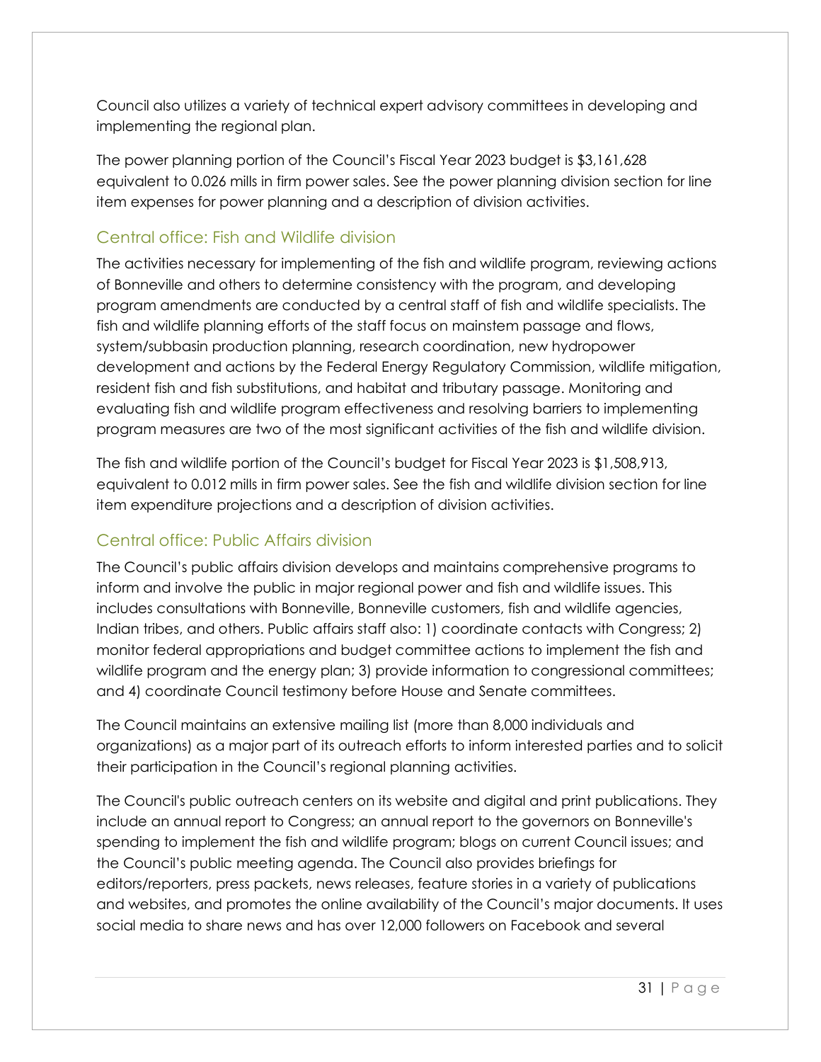Council also utilizes a variety of technical expert advisory committees in developing and implementing the regional plan.

The power planning portion of the Council's Fiscal Year 2023 budget is $3,161,628 equivalent to 0.026 mills in firm power sales. See the power planning division section for line item expenses for power planning and a description of division activities.

## Central office: Fish and Wildlife division

The activities necessary for implementing of the fish and wildlife program, reviewing actions of Bonneville and others to determine consistency with the program, and developing program amendments are conducted by a central staff of fish and wildlife specialists. The fish and wildlife planning efforts of the staff focus on mainstem passage and flows, system/subbasin production planning, research coordination, new hydropower development and actions by the Federal Energy Regulatory Commission, wildlife mitigation, resident fish and fish substitutions, and habitat and tributary passage. Monitoring and evaluating fish and wildlife program effectiveness and resolving barriers to implementing program measures are two of the most significant activities of the fish and wildlife division.

The fish and wildlife portion of the Council's budget for Fiscal Year 2023 is $1,508,913, equivalent to 0.012 mills in firm power sales. See the fish and wildlife division section for line item expenditure projections and a description of division activities.

## Central office: Public Affairs division

The Council's public affairs division develops and maintains comprehensive programs to inform and involve the public in major regional power and fish and wildlife issues. This includes consultations with Bonneville, Bonneville customers, fish and wildlife agencies, Indian tribes, and others. Public affairs staff also: 1) coordinate contacts with Congress; 2) monitor federal appropriations and budget committee actions to implement the fish and wildlife program and the energy plan; 3) provide information to congressional committees; and 4) coordinate Council testimony before House and Senate committees.

The Council maintains an extensive mailing list (more than 8,000 individuals and organizations) as a major part of its outreach efforts to inform interested parties and to solicit their participation in the Council's regional planning activities.

The Council's public outreach centers on its website and digital and print publications. They include an annual report to Congress; an annual report to the governors on Bonneville's spending to implement the fish and wildlife program; blogs on current Council issues; and the Council's public meeting agenda. The Council also provides briefings for editors/reporters, press packets, news releases, feature stories in a variety of publications and websites, and promotes the online availability of the Council's major documents. It uses social media to share news and has over 12,000 followers on Facebook and several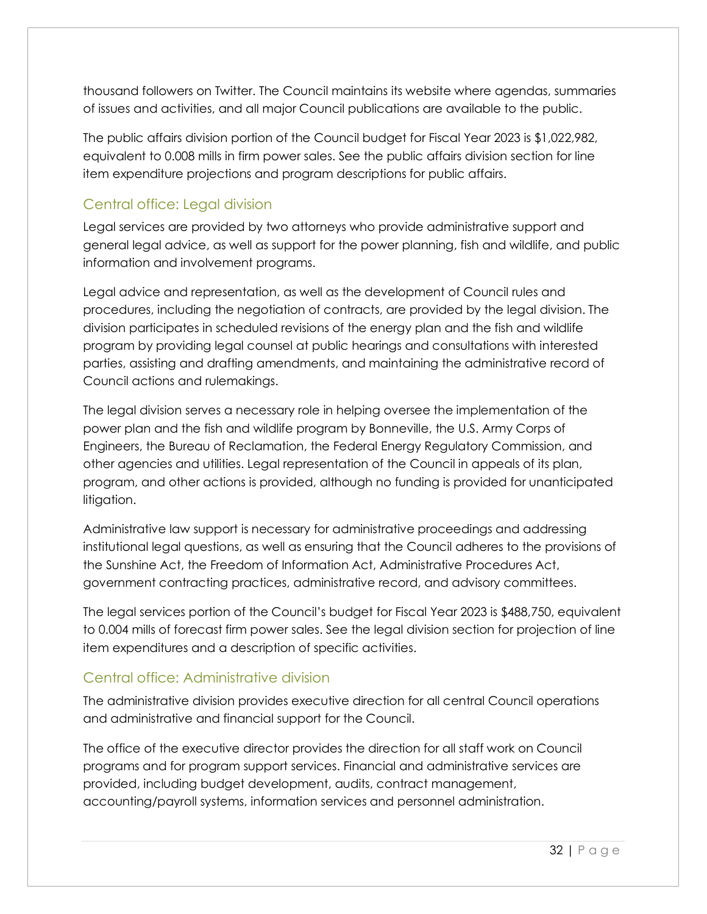thousand followers on Twitter. The Council maintains its website where agendas, summaries of issues and activities, and all major Council publications are available to the public.

The public affairs division portion of the Council budget for Fiscal Year 2023 is $1,022,982, equivalent to 0.008 mills in firm power sales. See the public affairs division section for line item expenditure projections and program descriptions for public affairs.

## Central office: Legal division

Legal services are provided by two attorneys who provide administrative support and general legal advice, as well as support for the power planning, fish and wildlife, and public information and involvement programs.

Legal advice and representation, as well as the development of Council rules and procedures, including the negotiation of contracts, are provided by the legal division. The division participates in scheduled revisions of the energy plan and the fish and wildlife program by providing legal counsel at public hearings and consultations with interested parties, assisting and drafting amendments, and maintaining the administrative record of Council actions and rulemakings.

The legal division serves a necessary role in helping oversee the implementation of the power plan and the fish and wildlife program by Bonneville, the U.S. Army Corps of Engineers, the Bureau of Reclamation, the Federal Energy Regulatory Commission, and other agencies and utilities. Legal representation of the Council in appeals of its plan, program, and other actions is provided, although no funding is provided for unanticipated litigation.

Administrative law support is necessary for administrative proceedings and addressing institutional legal questions, as well as ensuring that the Council adheres to the provisions of the Sunshine Act, the Freedom of Information Act, Administrative Procedures Act, government contracting practices, administrative record, and advisory committees.

The legal services portion of the Council's budget for Fiscal Year 2023 is $488,750, equivalent to 0.004 mills of forecast firm power sales. See the legal division section for projection of line item expenditures and a description of specific activities.

## Central office: Administrative division

The administrative division provides executive direction for all central Council operations and administrative and financial support for the Council.

The office of the executive director provides the direction for all staff work on Council programs and for program support services. Financial and administrative services are provided, including budget development, audits, contract management, accounting/payroll systems, information services and personnel administration.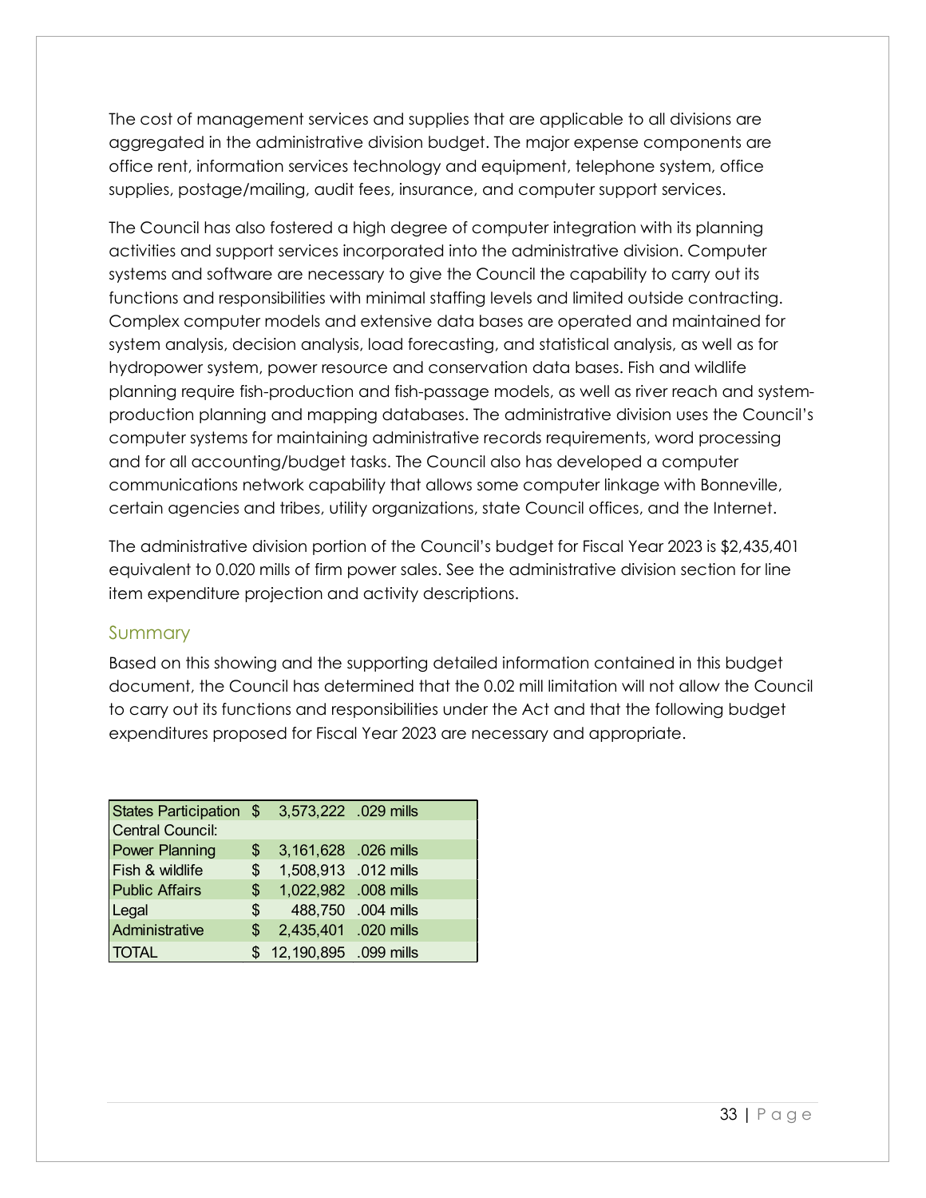The cost of management services and supplies that are applicable to all divisions are aggregated in the administrative division budget. The major expense components are office rent, information services technology and equipment, telephone system, office supplies, postage/mailing, audit fees, insurance, and computer support services.

The Council has also fostered a high degree of computer integration with its planning activities and support services incorporated into the administrative division. Computer systems and software are necessary to give the Council the capability to carry out its functions and responsibilities with minimal staffing levels and limited outside contracting. Complex computer models and extensive data bases are operated and maintained for system analysis, decision analysis, load forecasting, and statistical analysis, as well as for hydropower system, power resource and conservation data bases. Fish and wildlife planning require fish-production and fish-passage models, as well as river reach and system-production planning and mapping databases. The administrative division uses the Council's computer systems for maintaining administrative records requirements, word processing and for all accounting/budget tasks. The Council also has developed a computer communications network capability that allows some computer linkage with Bonneville, certain agencies and tribes, utility organizations, state Council offices, and the Internet.

The administrative division portion of the Council's budget for Fiscal Year 2023 is $2,435,401 equivalent to 0.020 mills of firm power sales. See the administrative division section for line item expenditure projection and activity descriptions.

## Summary

Based on this showing and the supporting detailed information contained in this budget document, the Council has determined that the 0.02 mill limitation will not allow the Council to carry out its functions and responsibilities under the Act and that the following budget expenditures proposed for Fiscal Year 2023 are necessary and appropriate.

| | | | |
|---|---|---|---|
| States Participation | $ | 3,573,222 | .029 mills |
| Central Council: | | | |
| Power Planning | $ | 3,161,628 | .026 mills |
| Fish & wildlife | $ | 1,508,913 | .012 mills |
| Public Affairs | $ | 1,022,982 | .008 mills |
| Legal | $ | 488,750 | .004 mills |
| Administrative | $ | 2,435,401 | .020 mills |
| TOTAL | $ | 12,190,895 | .099 mills |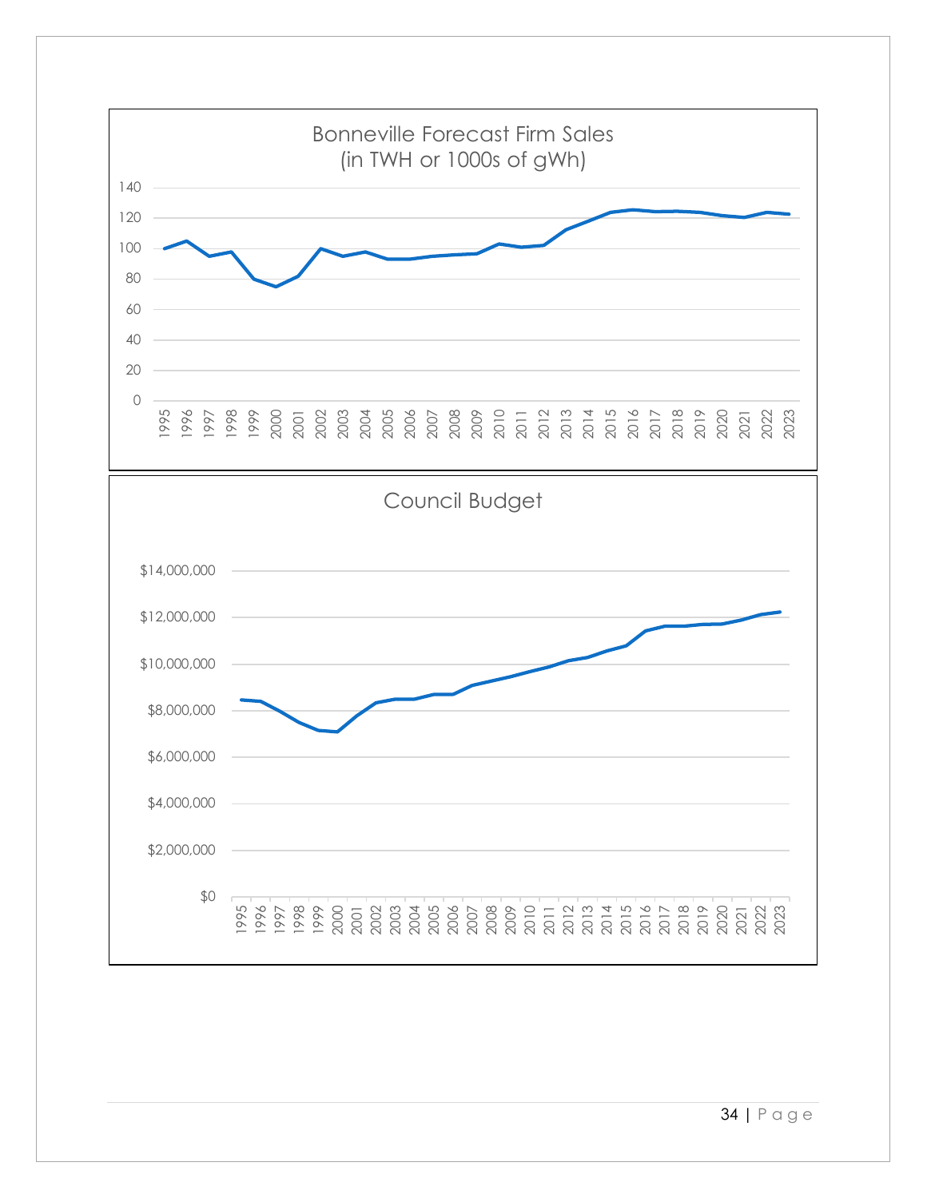Bonneville Forecast Firm Sales
(in TWH or 1000s of gWh)

Council Budget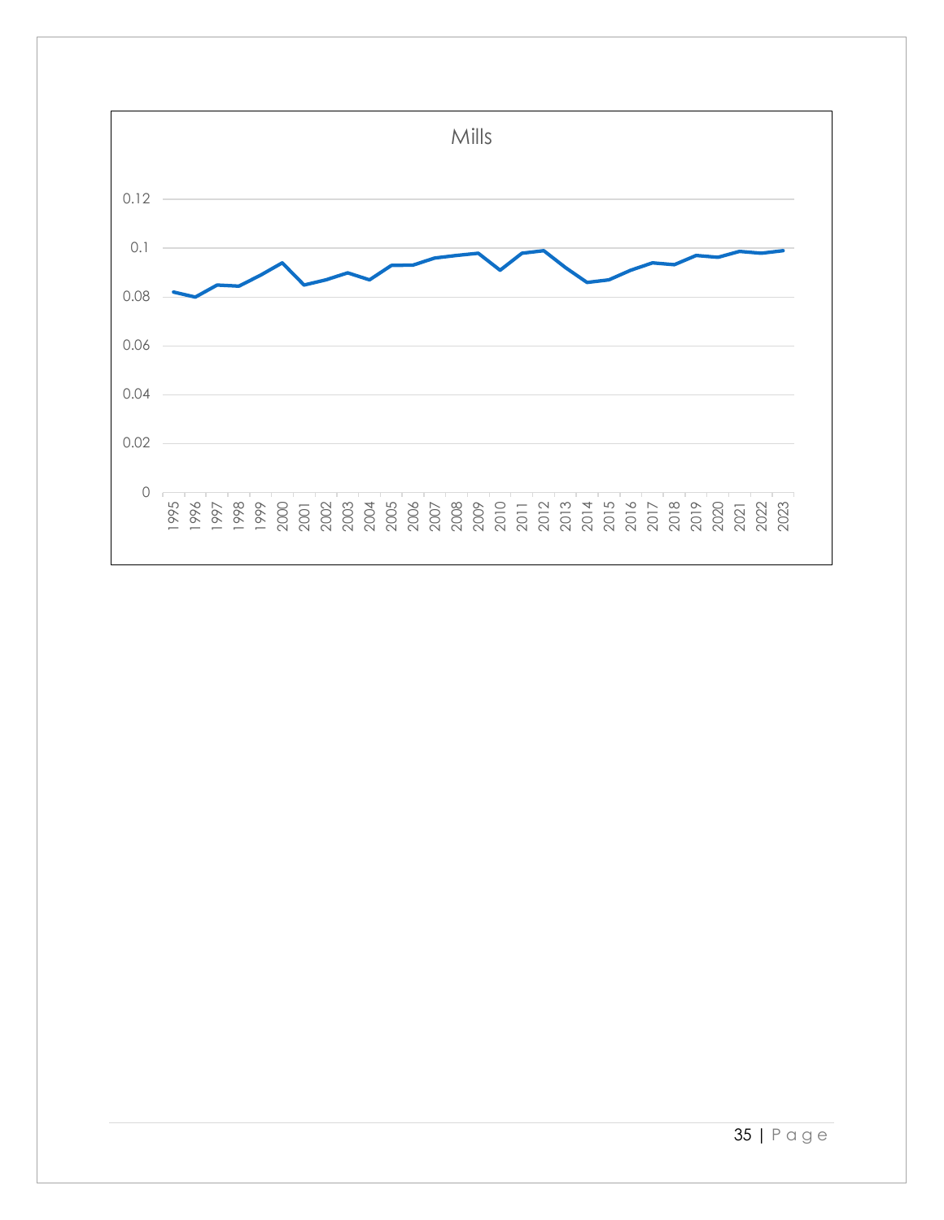Mills

0.12
0.1
0.08
0.06
0.04
0.02
0

1995
1996
1997
1998
1999
2000
2001
2002
2003
2004
2005
2006
2007
2008
2009
2010
2011
2012
2013
2014
2015
2016
2017
2018
2019
2020
2021
2022
2023